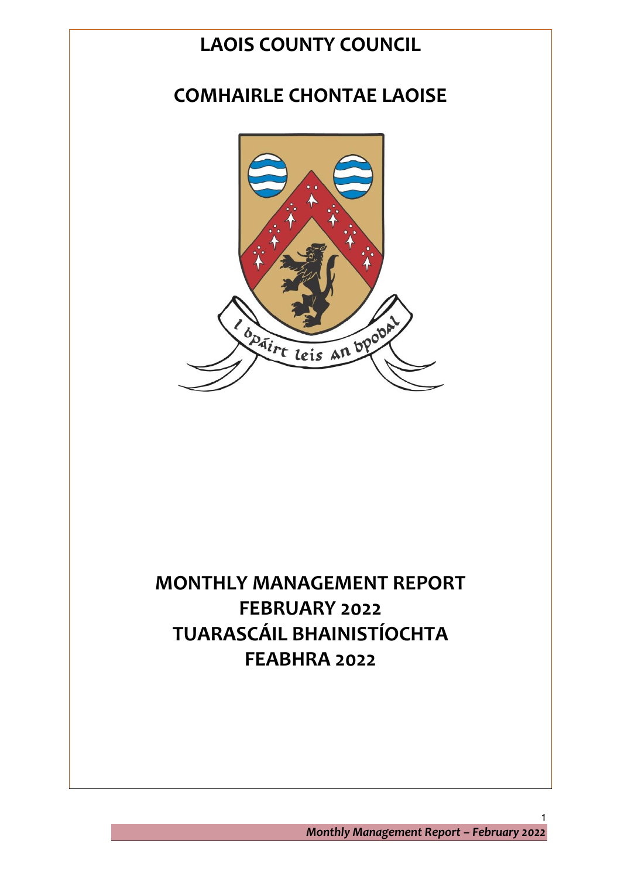# LAOIS COUNTY COUNCIL

# COMHAIRLE CHONTAE LAOISE

# MONTHLY MANAGEMENT REPORT
# FEBRUARY 2022
# TUARASCÁIL BHAINISTÍOCHTA
# FEABHRA 2022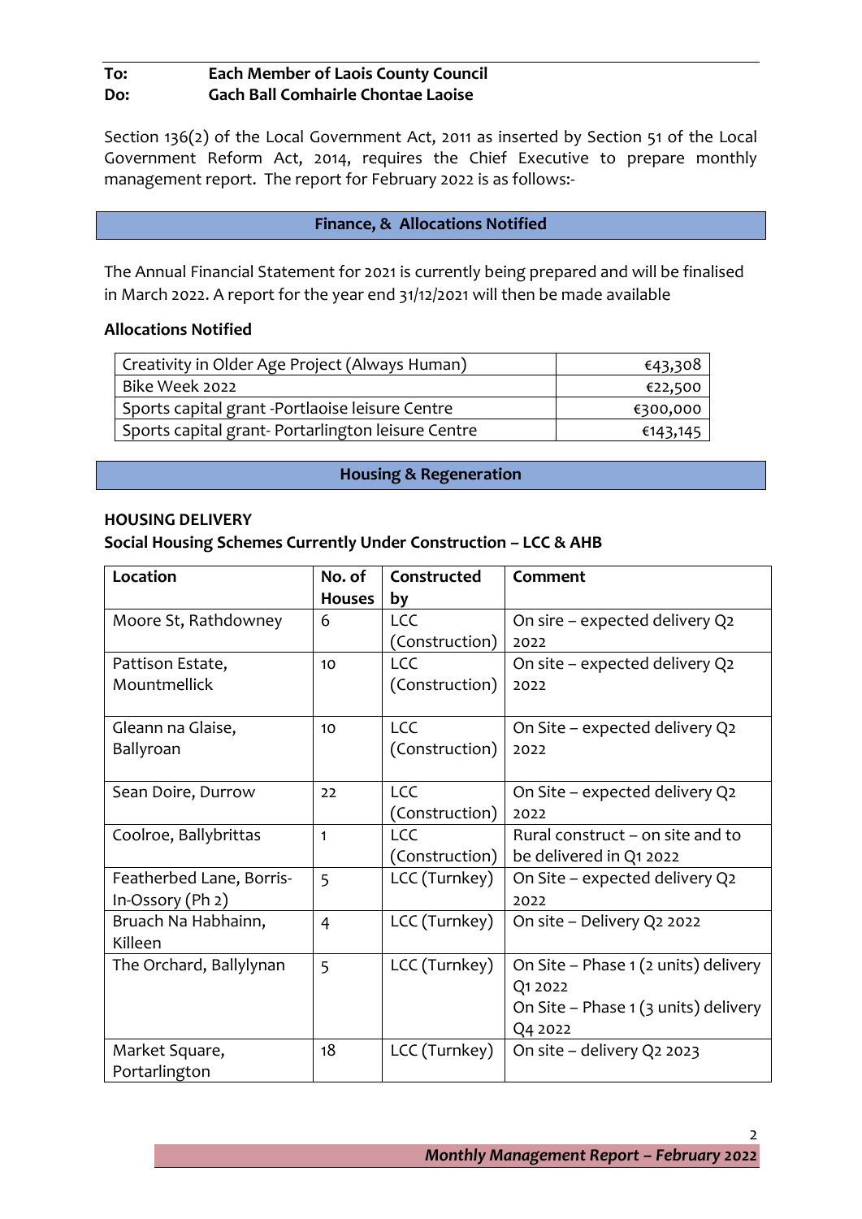**To:** **Each Member of Laois County Council**
**Do:** **Gach Ball Comhairle Chontae Laoise**

Section 136(2) of the Local Government Act, 2011 as inserted by Section 51 of the Local Government Reform Act, 2014, requires the Chief Executive to prepare monthly management report. The report for February 2022 is as follows:-

## Finance, & Allocations Notified

The Annual Financial Statement for 2021 is currently being prepared and will be finalised in March 2022. A report for the year end 31/12/2021 will then be made available

**Allocations Notified**

| | |
|---|---|
| Creativity in Older Age Project (Always Human) | €43,308 |
| Bike Week 2022 | €22,500 |
| Sports capital grant -Portlaoise leisure Centre | €300,000 |
| Sports capital grant- Portarlington leisure Centre | €143,145 |

## Housing & Regeneration

**HOUSING DELIVERY**

**Social Housing Schemes Currently Under Construction – LCC & AHB**

| Location | No. of Houses | Constructed by | Comment |
|---|---|---|---|
| Moore St, Rathdowney | 6 | LCC (Construction) | On sire – expected delivery Q2 2022 |
| Pattison Estate, Mountmellick | 10 | LCC (Construction) | On site – expected delivery Q2 2022 |
| Gleann na Glaise, Ballyroan | 10 | LCC (Construction) | On Site – expected delivery Q2 2022 |
| Sean Doire, Durrow | 22 | LCC (Construction) | On Site – expected delivery Q2 2022 |
| Coolroe, Ballybrittas | 1 | LCC (Construction) | Rural construct – on site and to be delivered in Q1 2022 |
| Featherbed Lane, Borris-In-Ossory (Ph 2) | 5 | LCC (Turnkey) | On Site – expected delivery Q2 2022 |
| Bruach Na Habhainn, Killeen | 4 | LCC (Turnkey) | On site – Delivery Q2 2022 |
| The Orchard, Ballylynan | 5 | LCC (Turnkey) | On Site – Phase 1 (2 units) delivery Q1 2022<br>On Site – Phase 1 (3 units) delivery Q4 2022 |
| Market Square, Portarlington | 18 | LCC (Turnkey) | On site – delivery Q2 2023 |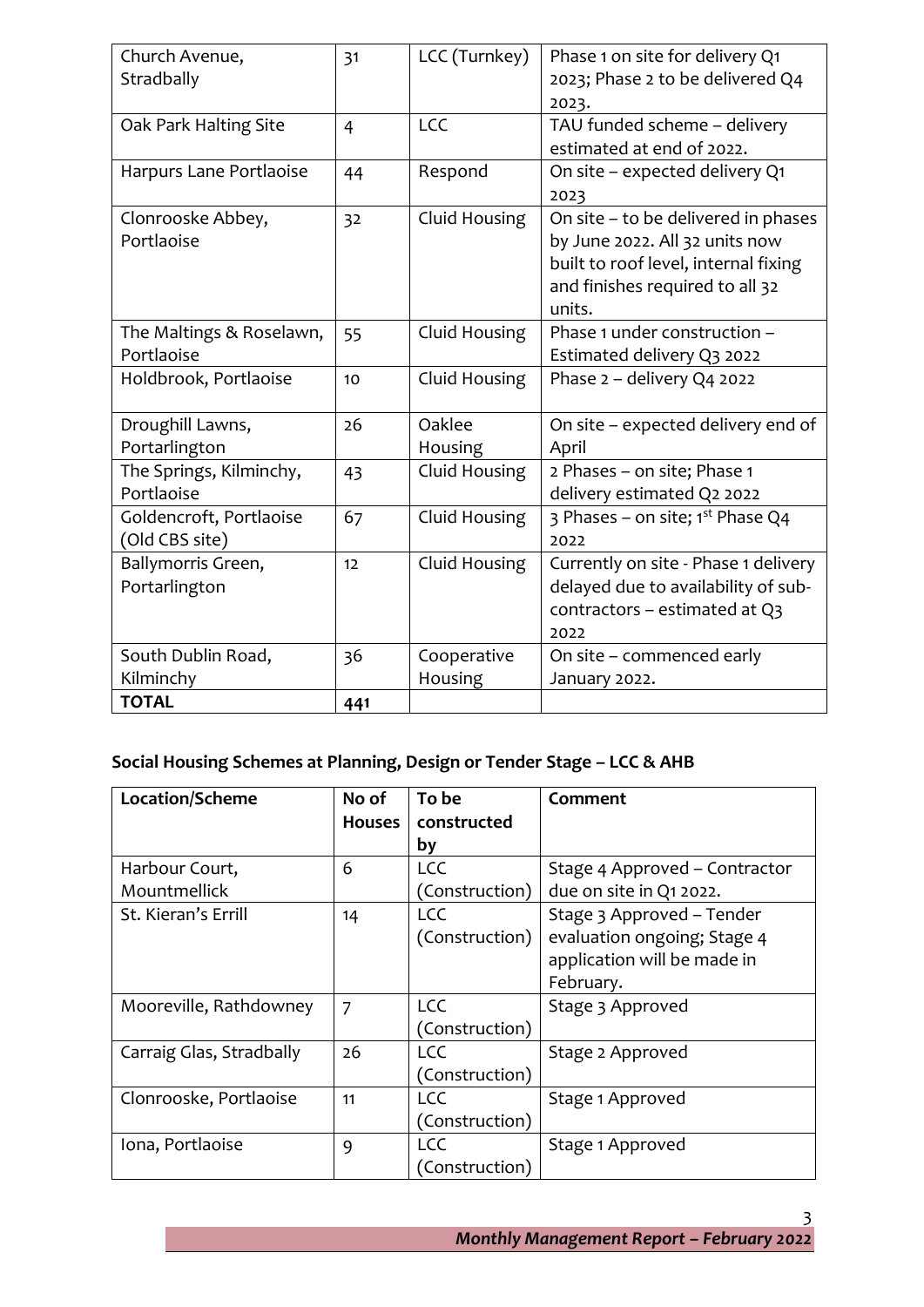| Church Avenue, Stradbally | 31 | LCC (Turnkey) | Phase 1 on site for delivery Q1 2023; Phase 2 to be delivered Q4 2023. |
|---|---|---|---|
| Oak Park Halting Site | 4 | LCC | TAU funded scheme – delivery estimated at end of 2022. |
| Harpurs Lane Portlaoise | 44 | Respond | On site – expected delivery Q1 2023 |
| Clonrooske Abbey, Portlaoise | 32 | Cluid Housing | On site – to be delivered in phases by June 2022. All 32 units now built to roof level, internal fixing and finishes required to all 32 units. |
| The Maltings & Roselawn, Portlaoise | 55 | Cluid Housing | Phase 1 under construction – Estimated delivery Q3 2022 |
| Holdbrook, Portlaoise | 10 | Cluid Housing | Phase 2 – delivery Q4 2022 |
| Droughill Lawns, Portarlington | 26 | Oaklee Housing | On site – expected delivery end of April |
| The Springs, Kilminchy, Portlaoise | 43 | Cluid Housing | 2 Phases – on site; Phase 1 delivery estimated Q2 2022 |
| Goldencroft, Portlaoise (Old CBS site) | 67 | Cluid Housing | 3 Phases – on site; 1st Phase Q4 2022 |
| Ballymorris Green, Portarlington | 12 | Cluid Housing | Currently on site - Phase 1 delivery delayed due to availability of sub-contractors – estimated at Q3 2022 |
| South Dublin Road, Kilminchy | 36 | Cooperative Housing | On site – commenced early January 2022. |
| **TOTAL** | **441** | | |

**Social Housing Schemes at Planning, Design or Tender Stage – LCC & AHB**

| Location/Scheme | No of Houses | To be constructed by | Comment |
|---|---|---|---|
| Harbour Court, Mountmellick | 6 | LCC (Construction) | Stage 4 Approved – Contractor due on site in Q1 2022. |
| St. Kieran's Errill | 14 | LCC (Construction) | Stage 3 Approved – Tender evaluation ongoing; Stage 4 application will be made in February. |
| Mooreville, Rathdowney | 7 | LCC (Construction) | Stage 3 Approved |
| Carraig Glas, Stradbally | 26 | LCC (Construction) | Stage 2 Approved |
| Clonrooske, Portlaoise | 11 | LCC (Construction) | Stage 1 Approved |
| Iona, Portlaoise | 9 | LCC (Construction) | Stage 1 Approved |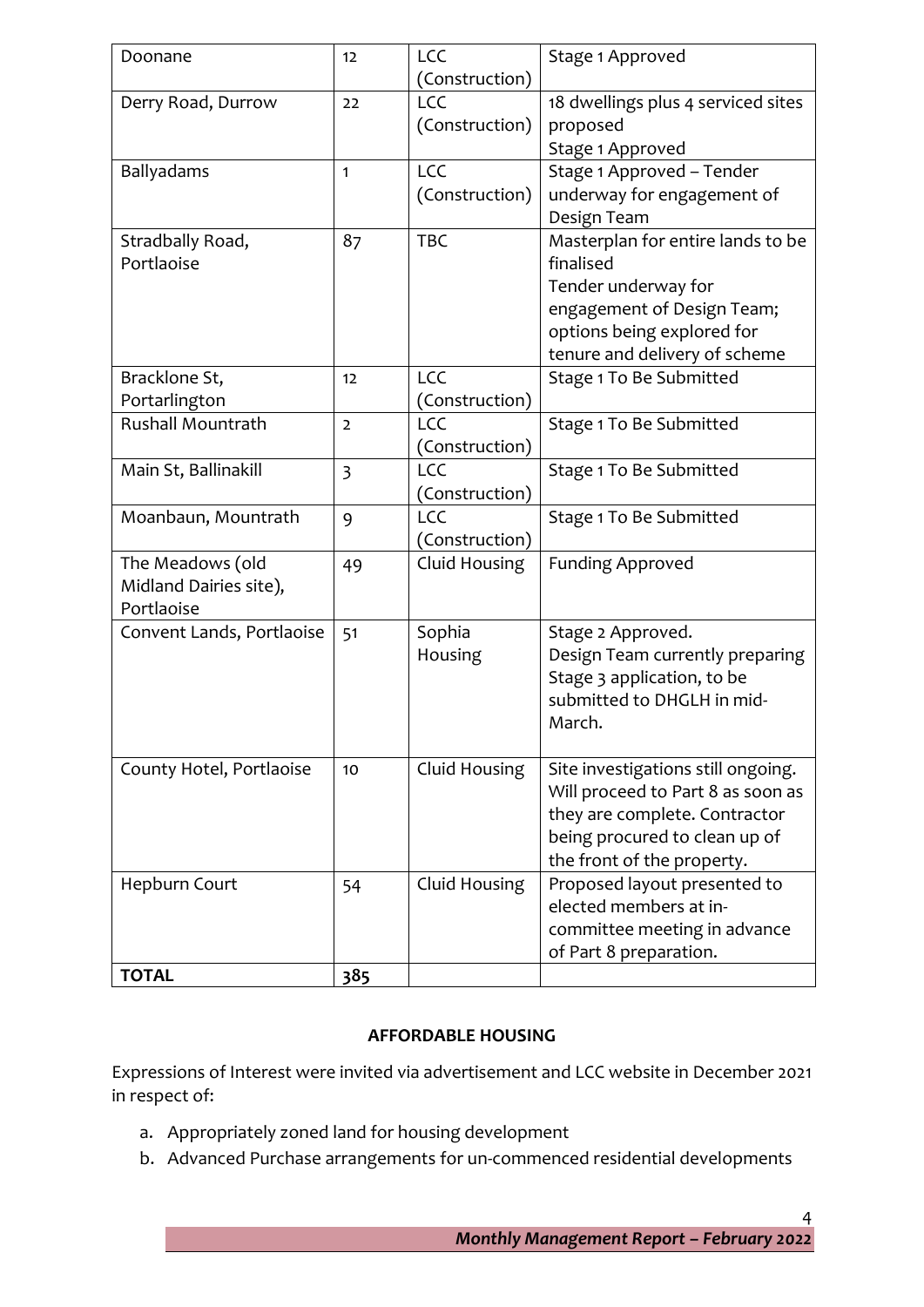| Doonane | 12 | LCC (Construction) | Stage 1 Approved |
|---|---|---|---|
| Derry Road, Durrow | 22 | LCC (Construction) | 18 dwellings plus 4 serviced sites proposed<br>Stage 1 Approved |
| Ballyadams | 1 | LCC (Construction) | Stage 1 Approved – Tender underway for engagement of Design Team |
| Stradbally Road, Portlaoise | 87 | TBC | Masterplan for entire lands to be finalised<br>Tender underway for engagement of Design Team; options being explored for tenure and delivery of scheme |
| Bracklone St, Portarlington | 12 | LCC (Construction) | Stage 1 To Be Submitted |
| Rushall Mountrath | 2 | LCC (Construction) | Stage 1 To Be Submitted |
| Main St, Ballinakill | 3 | LCC (Construction) | Stage 1 To Be Submitted |
| Moanbaun, Mountrath | 9 | LCC (Construction) | Stage 1 To Be Submitted |
| The Meadows (old Midland Dairies site), Portlaoise | 49 | Cluid Housing | Funding Approved |
| Convent Lands, Portlaoise | 51 | Sophia Housing | Stage 2 Approved.<br>Design Team currently preparing Stage 3 application, to be submitted to DHGLH in mid-March. |
| County Hotel, Portlaoise | 10 | Cluid Housing | Site investigations still ongoing. Will proceed to Part 8 as soon as they are complete. Contractor being procured to clean up of the front of the property. |
| Hepburn Court | 54 | Cluid Housing | Proposed layout presented to elected members at in-committee meeting in advance of Part 8 preparation. |
| **TOTAL** | 385 | | |

**AFFORDABLE HOUSING**

Expressions of Interest were invited via advertisement and LCC website in December 2021 in respect of:

a. Appropriately zoned land for housing development
b. Advanced Purchase arrangements for un-commenced residential developments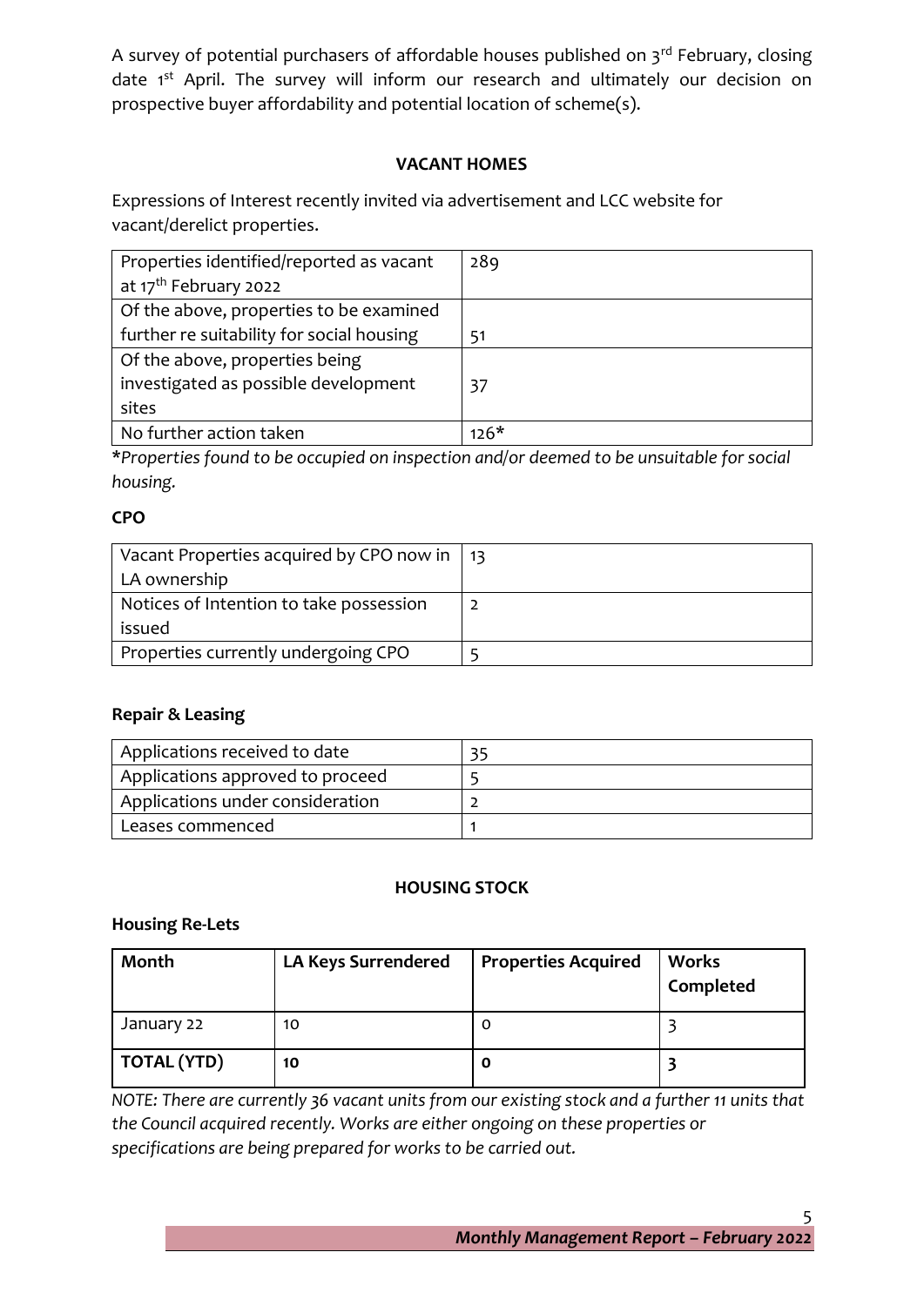A survey of potential purchasers of affordable houses published on 3rd February, closing date 1st April. The survey will inform our research and ultimately our decision on prospective buyer affordability and potential location of scheme(s).

## VACANT HOMES

Expressions of Interest recently invited via advertisement and LCC website for vacant/derelict properties.

| | |
|---|---|
| Properties identified/reported as vacant at 17th February 2022 | 289 |
| Of the above, properties to be examined further re suitability for social housing | 51 |
| Of the above, properties being investigated as possible development sites | 37 |
| No further action taken | 126* |

**Properties found to be occupied on inspection and/or deemed to be unsuitable for social housing.*

### CPO

| | |
|---|---|
| Vacant Properties acquired by CPO now in LA ownership | 13 |
| Notices of Intention to take possession issued | 2 |
| Properties currently undergoing CPO | 5 |

### Repair & Leasing

| | |
|---|---|
| Applications received to date | 35 |
| Applications approved to proceed | 5 |
| Applications under consideration | 2 |
| Leases commenced | 1 |

## HOUSING STOCK

### Housing Re-Lets

| Month | LA Keys Surrendered | Properties Acquired | Works Completed |
|---|---|---|---|
| January 22 | 10 | 0 | 3 |
| **TOTAL (YTD)** | **10** | **0** | **3** |

*NOTE: There are currently 36 vacant units from our existing stock and a further 11 units that the Council acquired recently. Works are either ongoing on these properties or specifications are being prepared for works to be carried out.*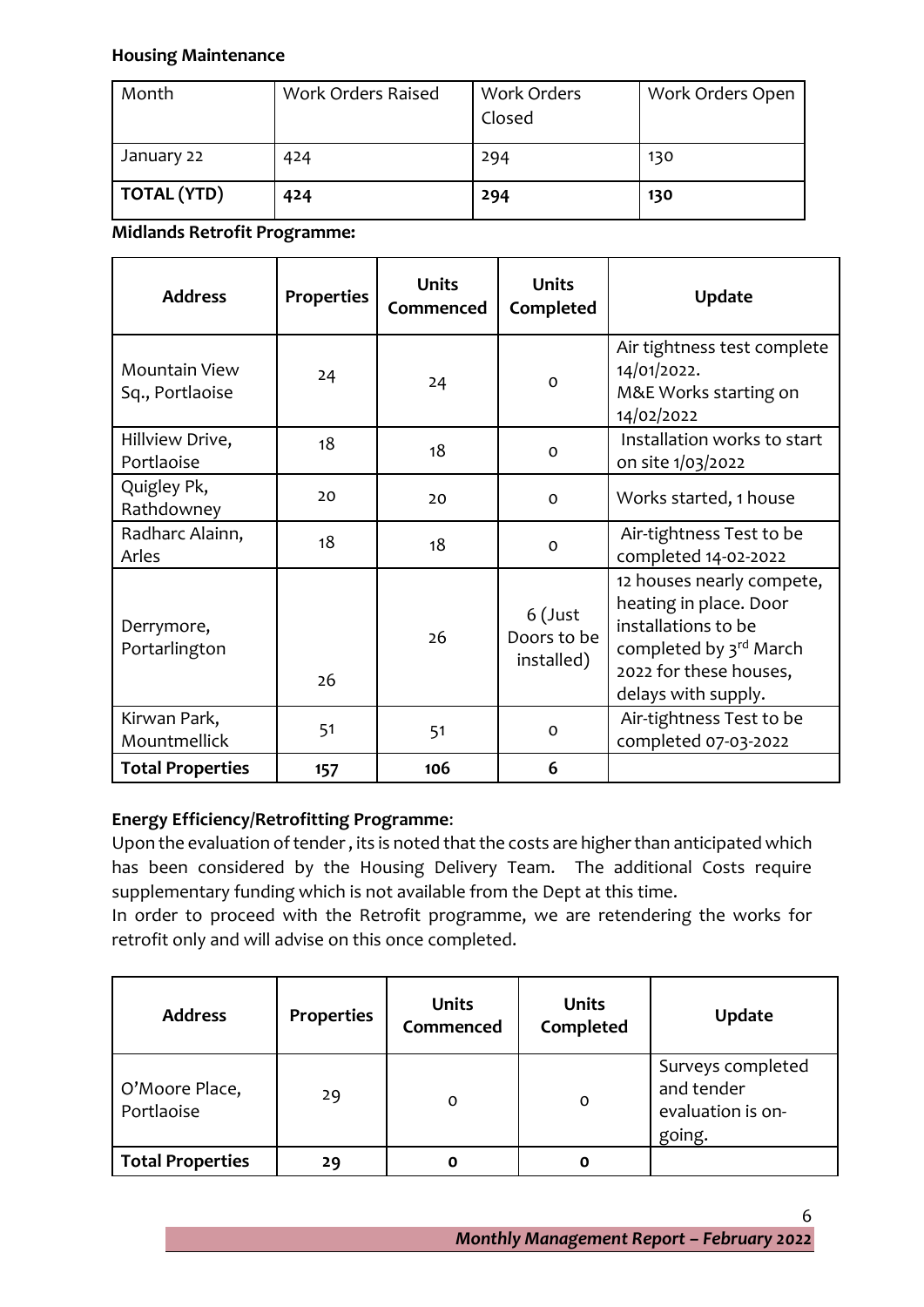**Housing Maintenance**

| Month | Work Orders Raised | Work Orders Closed | Work Orders Open |
|---|---|---|---|
| January 22 | 424 | 294 | 130 |
| **TOTAL (YTD)** | **424** | **294** | **130** |

**Midlands Retrofit Programme:**

| Address | Properties | Units Commenced | Units Completed | Update |
|---|---|---|---|---|
| Mountain View Sq., Portlaoise | 24 | 24 | 0 | Air tightness test complete 14/01/2022. M&E Works starting on 14/02/2022 |
| Hillview Drive, Portlaoise | 18 | 18 | 0 | Installation works to start on site 1/03/2022 |
| Quigley Pk, Rathdowney | 20 | 20 | 0 | Works started, 1 house |
| Radharc Alainn, Arles | 18 | 18 | 0 | Air-tightness Test to be completed 14-02-2022 |
| Derrymore, Portarlington | 26 | 26 | 6 (Just Doors to be installed) | 12 houses nearly compete, heating in place. Door installations to be completed by 3rd March 2022 for these houses, delays with supply. |
| Kirwan Park, Mountmellick | 51 | 51 | 0 | Air-tightness Test to be completed 07-03-2022 |
| **Total Properties** | **157** | **106** | **6** | |

**Energy Efficiency/Retrofitting Programme**:

Upon the evaluation of tender , its is noted that the costs are higher than anticipated which has been considered by the Housing Delivery Team. The additional Costs require supplementary funding which is not available from the Dept at this time.

In order to proceed with the Retrofit programme, we are retendering the works for retrofit only and will advise on this once completed.

| Address | Properties | Units Commenced | Units Completed | Update |
|---|---|---|---|---|
| O'Moore Place, Portlaoise | 29 | 0 | 0 | Surveys completed and tender evaluation is on-going. |
| **Total Properties** | **29** | **0** | **0** | |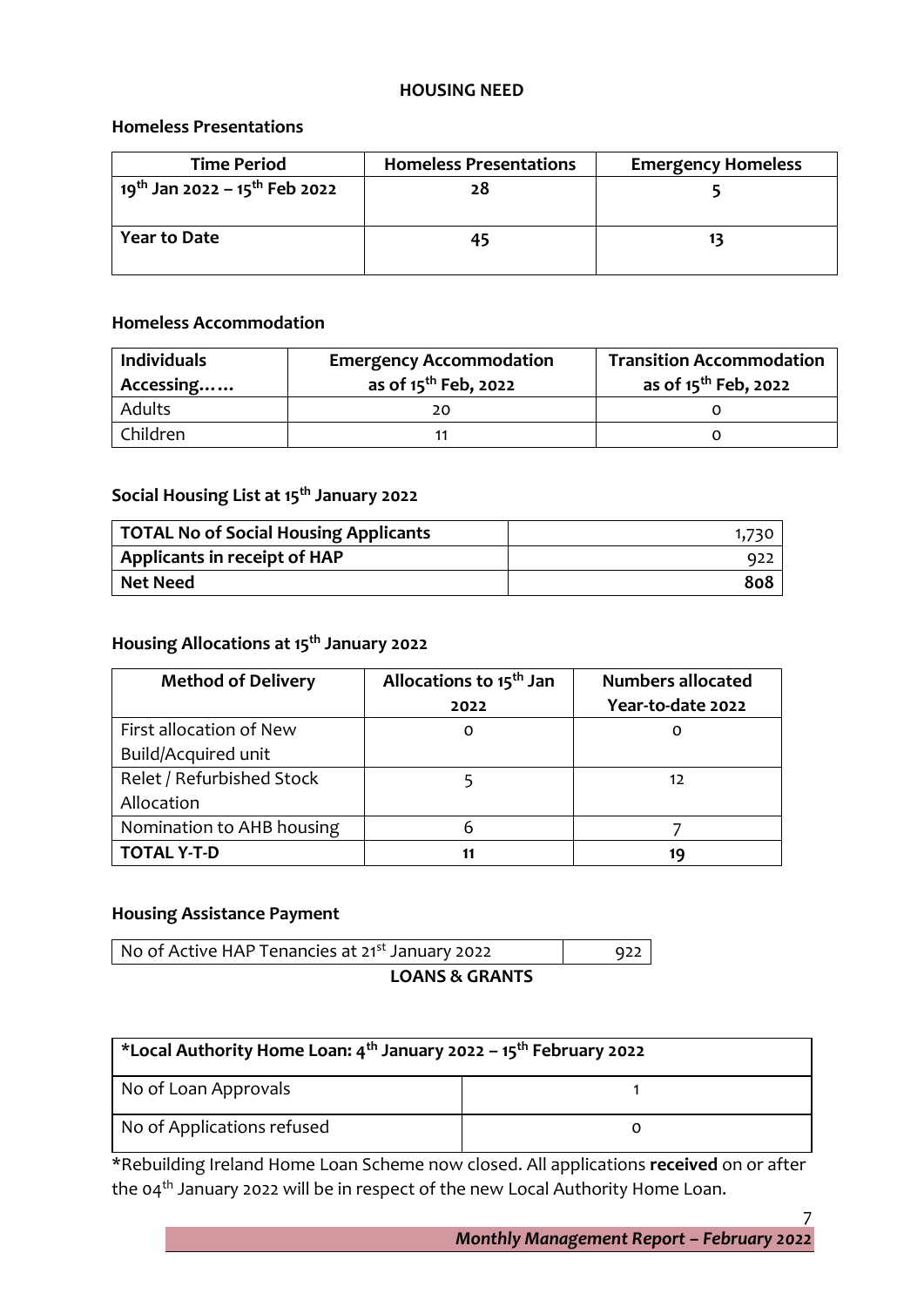# HOUSING NEED

## Homeless Presentations

| Time Period | Homeless Presentations | Emergency Homeless |
|---|---|---|
| 19th Jan 2022 – 15th Feb 2022 | 28 | 5 |
| Year to Date | 45 | 13 |

## Homeless Accommodation

| Individuals Accessing…… | Emergency Accommodation as of 15th Feb, 2022 | Transition Accommodation as of 15th Feb, 2022 |
|---|---|---|
| Adults | 20 | 0 |
| Children | 11 | 0 |

## Social Housing List at 15th January 2022

| | |
|---|---|
| **TOTAL No of Social Housing Applicants** | 1,730 |
| **Applicants in receipt of HAP** | 922 |
| **Net Need** | **808** |

## Housing Allocations at 15th January 2022

| Method of Delivery | Allocations to 15th Jan 2022 | Numbers allocated Year-to-date 2022 |
|---|---|---|
| First allocation of New Build/Acquired unit | 0 | 0 |
| Relet / Refurbished Stock Allocation | 5 | 12 |
| Nomination to AHB housing | 6 | 7 |
| **TOTAL Y-T-D** | **11** | **19** |

## Housing Assistance Payment

| | |
|---|---|
| No of Active HAP Tenancies at 21st January 2022 | 922 |

# LOANS & GRANTS

| *Local Authority Home Loan: 4th January 2022 – 15th February 2022 | |
|---|---|
| No of Loan Approvals | 1 |
| No of Applications refused | 0 |

*Rebuilding Ireland Home Loan Scheme now closed. All applications **received** on or after the 04th January 2022 will be in respect of the new Local Authority Home Loan.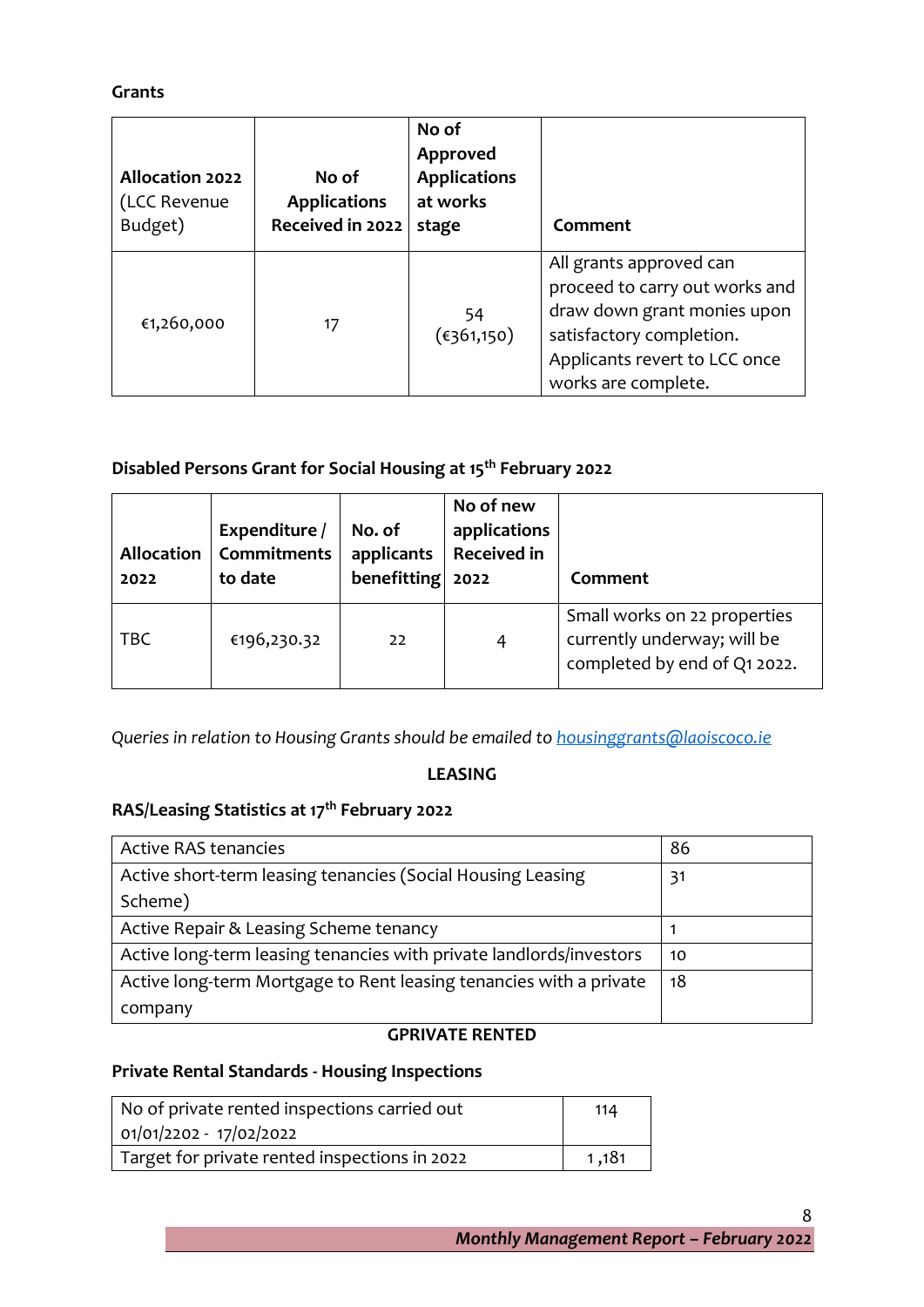**Grants**

| **Allocation 2022** (LCC Revenue Budget) | **No of Applications Received in 2022** | **No of Approved Applications at works stage** | **Comment** |
|---|---|---|---|
| €1,260,000 | 17 | 54 (€361,150) | All grants approved can proceed to carry out works and draw down grant monies upon satisfactory completion. Applicants revert to LCC once works are complete. |

**Disabled Persons Grant for Social Housing at 15th February 2022**

| **Allocation 2022** | **Expenditure / Commitments to date** | **No. of applicants benefitting** | **No of new applications Received in 2022** | **Comment** |
|---|---|---|---|---|
| TBC | €196,230.32 | 22 | 4 | Small works on 22 properties currently underway; will be completed by end of Q1 2022. |

*Queries in relation to Housing Grants should be emailed to [housinggrants@laoiscoco.ie](mailto:housinggrants@laoiscoco.ie)*

**LEASING**

**RAS/Leasing Statistics at 17th February 2022**

| | |
|---|---|
| Active RAS tenancies | 86 |
| Active short-term leasing tenancies (Social Housing Leasing Scheme) | 31 |
| Active Repair & Leasing Scheme tenancy | 1 |
| Active long-term leasing tenancies with private landlords/investors | 10 |
| Active long-term Mortgage to Rent leasing tenancies with a private company | 18 |

**GPRIVATE RENTED**

**Private Rental Standards - Housing Inspections**

| | |
|---|---|
| No of private rented inspections carried out 01/01/2202 - 17/02/2022 | 114 |
| Target for private rented inspections in 2022 | 1 ,181 |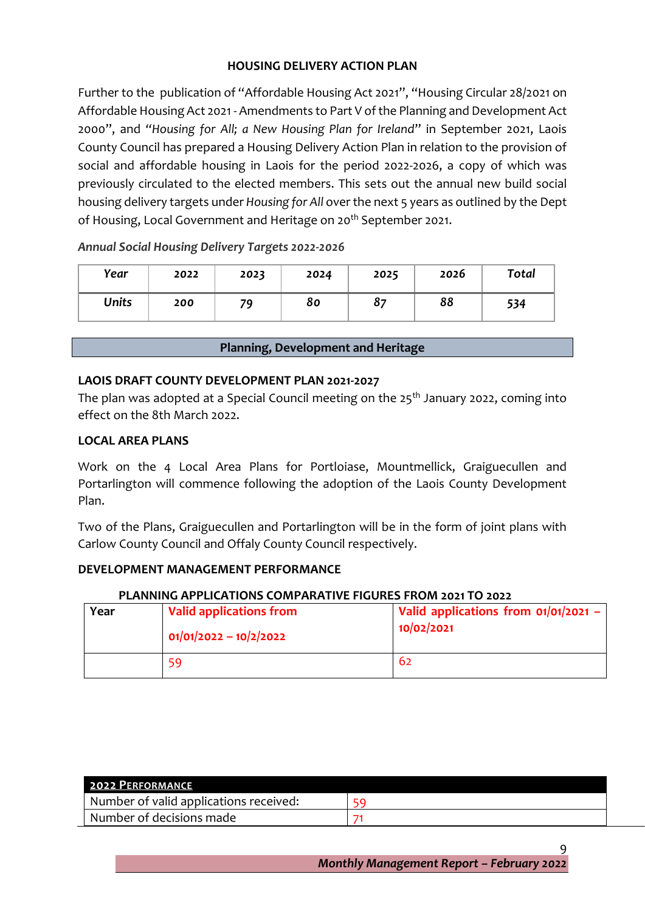**HOUSING DELIVERY ACTION PLAN**

Further to the publication of "Affordable Housing Act 2021", "Housing Circular 28/2021 on Affordable Housing Act 2021 - Amendments to Part V of the Planning and Development Act 2000", and "*Housing for All; a New Housing Plan for Ireland*" in September 2021, Laois County Council has prepared a Housing Delivery Action Plan in relation to the provision of social and affordable housing in Laois for the period 2022-2026, a copy of which was previously circulated to the elected members. This sets out the annual new build social housing delivery targets under *Housing for All* over the next 5 years as outlined by the Dept of Housing, Local Government and Heritage on 20th September 2021.

***Annual Social Housing Delivery Targets 2022-2026***

| *Year* | *2022* | *2023* | *2024* | *2025* | *2026* | *Total* |
|---|---|---|---|---|---|---|
| *Units* | *200* | *79* | *80* | *87* | *88* | *534* |

## Planning, Development and Heritage

**LAOIS DRAFT COUNTY DEVELOPMENT PLAN 2021-2027**

The plan was adopted at a Special Council meeting on the 25th January 2022, coming into effect on the 8th March 2022.

**LOCAL AREA PLANS**

Work on the 4 Local Area Plans for Portloiase, Mountmellick, Graiguecullen and Portarlington will commence following the adoption of the Laois County Development Plan.

Two of the Plans, Graiguecullen and Portarlington will be in the form of joint plans with Carlow County Council and Offaly County Council respectively.

**DEVELOPMENT MANAGEMENT PERFORMANCE**

**PLANNING APPLICATIONS COMPARATIVE FIGURES FROM 2021 TO 2022**

| Year | Valid applications from 01/01/2022 – 10/2/2022 | Valid applications from 01/01/2021 – 10/02/2021 |
|---|---|---|
| | 59 | 62 |

| 2022 PERFORMANCE | |
|---|---|
| Number of valid applications received: | 59 |
| Number of decisions made | 71 |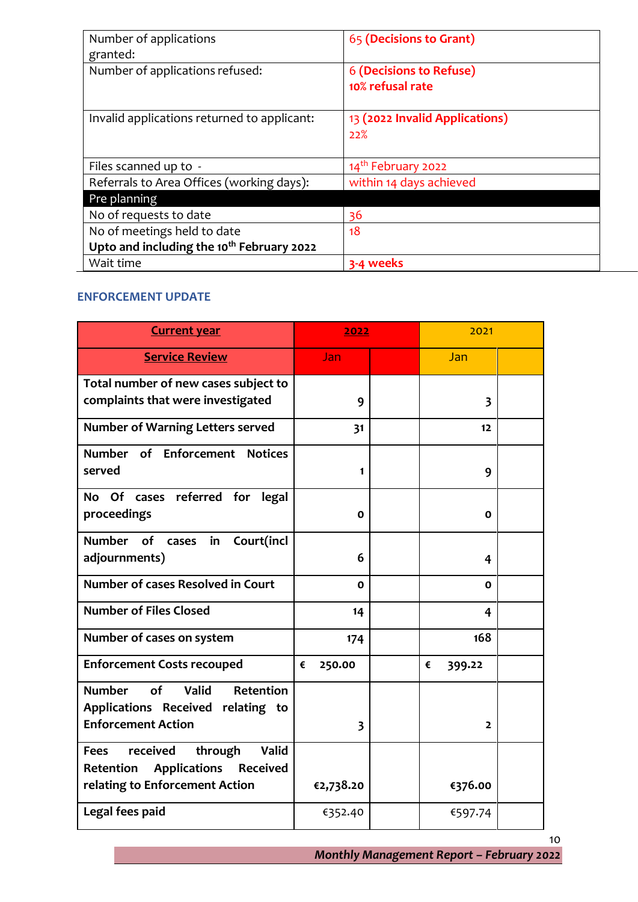| | |
|---|---|
| Number of applications granted: | 65 **(Decisions to Grant)** |
| Number of applications refused: | 6 **(Decisions to Refuse)** **10% refusal rate** |
| Invalid applications returned to applicant: | 13 **(2022 Invalid Applications)** 22% |
| Files scanned up to - | 14th February 2022 |
| Referrals to Area Offices (working days): | within 14 days achieved |
| Pre planning | |
| No of requests to date | 36 |
| No of meetings held to date **Upto and including the 10th February 2022** | 18 |
| Wait time | **3-4 weeks** |

## ENFORCEMENT UPDATE

| **Current year** | **2022** | | 2021 | |
|---|---|---|---|---|
| **Service Review** | Jan | | Jan | |
| **Total number of new cases subject to complaints that were investigated** | **9** | | **3** | |
| **Number of Warning Letters served** | **31** | | **12** | |
| **Number of Enforcement Notices served** | **1** | | **9** | |
| **No Of cases referred for legal proceedings** | **0** | | **0** | |
| **Number of cases in Court(incl adjournments)** | **6** | | **4** | |
| **Number of cases Resolved in Court** | **0** | | **0** | |
| **Number of Files Closed** | **14** | | **4** | |
| **Number of cases on system** | **174** | | **168** | |
| **Enforcement Costs recouped** | **€ 250.00** | | **€ 399.22** | |
| **Number of Valid Retention Applications Received relating to Enforcement Action** | **3** | | **2** | |
| **Fees received through Valid Retention Applications Received relating to Enforcement Action** | **€2,738.20** | | **€376.00** | |
| **Legal fees paid** | €352.40 | | €597.74 | |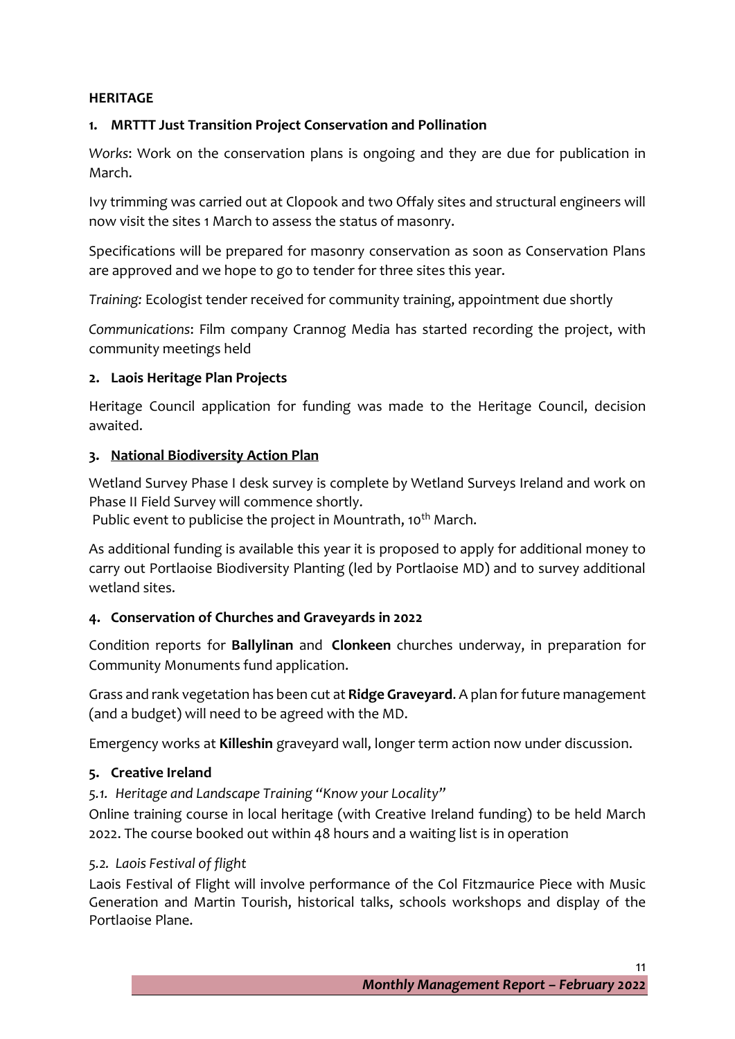## HERITAGE

### 1. MRTTT Just Transition Project Conservation and Pollination

*Works*: Work on the conservation plans is ongoing and they are due for publication in March.

Ivy trimming was carried out at Clopook and two Offaly sites and structural engineers will now visit the sites 1 March to assess the status of masonry.

Specifications will be prepared for masonry conservation as soon as Conservation Plans are approved and we hope to go to tender for three sites this year.

*Training:* Ecologist tender received for community training, appointment due shortly

*Communications*: Film company Crannog Media has started recording the project, with community meetings held

### 2. Laois Heritage Plan Projects

Heritage Council application for funding was made to the Heritage Council, decision awaited.

### 3. National Biodiversity Action Plan

Wetland Survey Phase I desk survey is complete by Wetland Surveys Ireland and work on Phase II Field Survey will commence shortly.
Public event to publicise the project in Mountrath, 10th March.

As additional funding is available this year it is proposed to apply for additional money to carry out Portlaoise Biodiversity Planting (led by Portlaoise MD) and to survey additional wetland sites.

### 4. Conservation of Churches and Graveyards in 2022

Condition reports for **Ballylinan** and **Clonkeen** churches underway, in preparation for Community Monuments fund application.

Grass and rank vegetation has been cut at **Ridge Graveyard**. A plan for future management (and a budget) will need to be agreed with the MD.

Emergency works at **Killeshin** graveyard wall, longer term action now under discussion.

### 5. Creative Ireland

*5.1. Heritage and Landscape Training "Know your Locality"*

Online training course in local heritage (with Creative Ireland funding) to be held March 2022. The course booked out within 48 hours and a waiting list is in operation

*5.2. Laois Festival of flight*

Laois Festival of Flight will involve performance of the Col Fitzmaurice Piece with Music Generation and Martin Tourish, historical talks, schools workshops and display of the Portlaoise Plane.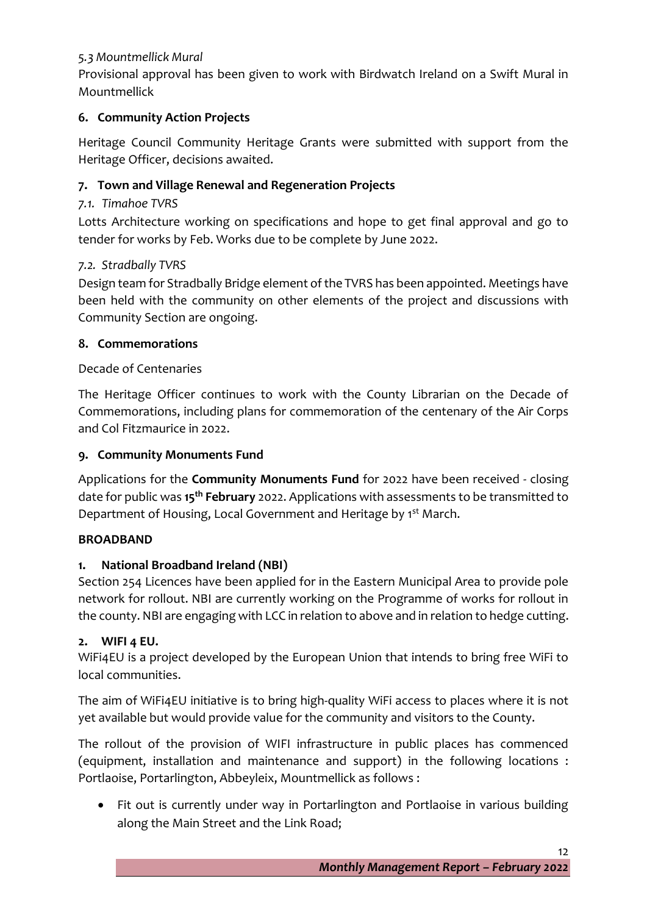*5.3 Mountmellick Mural*

Provisional approval has been given to work with Birdwatch Ireland on a Swift Mural in Mountmellick

## 6. Community Action Projects

Heritage Council Community Heritage Grants were submitted with support from the Heritage Officer, decisions awaited.

## 7. Town and Village Renewal and Regeneration Projects

*7.1. Timahoe TVRS*

Lotts Architecture working on specifications and hope to get final approval and go to tender for works by Feb. Works due to be complete by June 2022.

*7.2. Stradbally TVRS*

Design team for Stradbally Bridge element of the TVRS has been appointed. Meetings have been held with the community on other elements of the project and discussions with Community Section are ongoing.

## 8. Commemorations

Decade of Centenaries

The Heritage Officer continues to work with the County Librarian on the Decade of Commemorations, including plans for commemoration of the centenary of the Air Corps and Col Fitzmaurice in 2022.

## 9. Community Monuments Fund

Applications for the **Community Monuments Fund** for 2022 have been received - closing date for public was **15th February** 2022. Applications with assessments to be transmitted to Department of Housing, Local Government and Heritage by 1st March.

# BROADBAND

## 1. National Broadband Ireland (NBI)

Section 254 Licences have been applied for in the Eastern Municipal Area to provide pole network for rollout. NBI are currently working on the Programme of works for rollout in the county. NBI are engaging with LCC in relation to above and in relation to hedge cutting.

## 2. WIFI 4 EU.

WiFi4EU is a project developed by the European Union that intends to bring free WiFi to local communities.

The aim of WiFi4EU initiative is to bring high-quality WiFi access to places where it is not yet available but would provide value for the community and visitors to the County.

The rollout of the provision of WIFI infrastructure in public places has commenced (equipment, installation and maintenance and support) in the following locations : Portlaoise, Portarlington, Abbeyleix, Mountmellick as follows :

- Fit out is currently under way in Portarlington and Portlaoise in various building along the Main Street and the Link Road;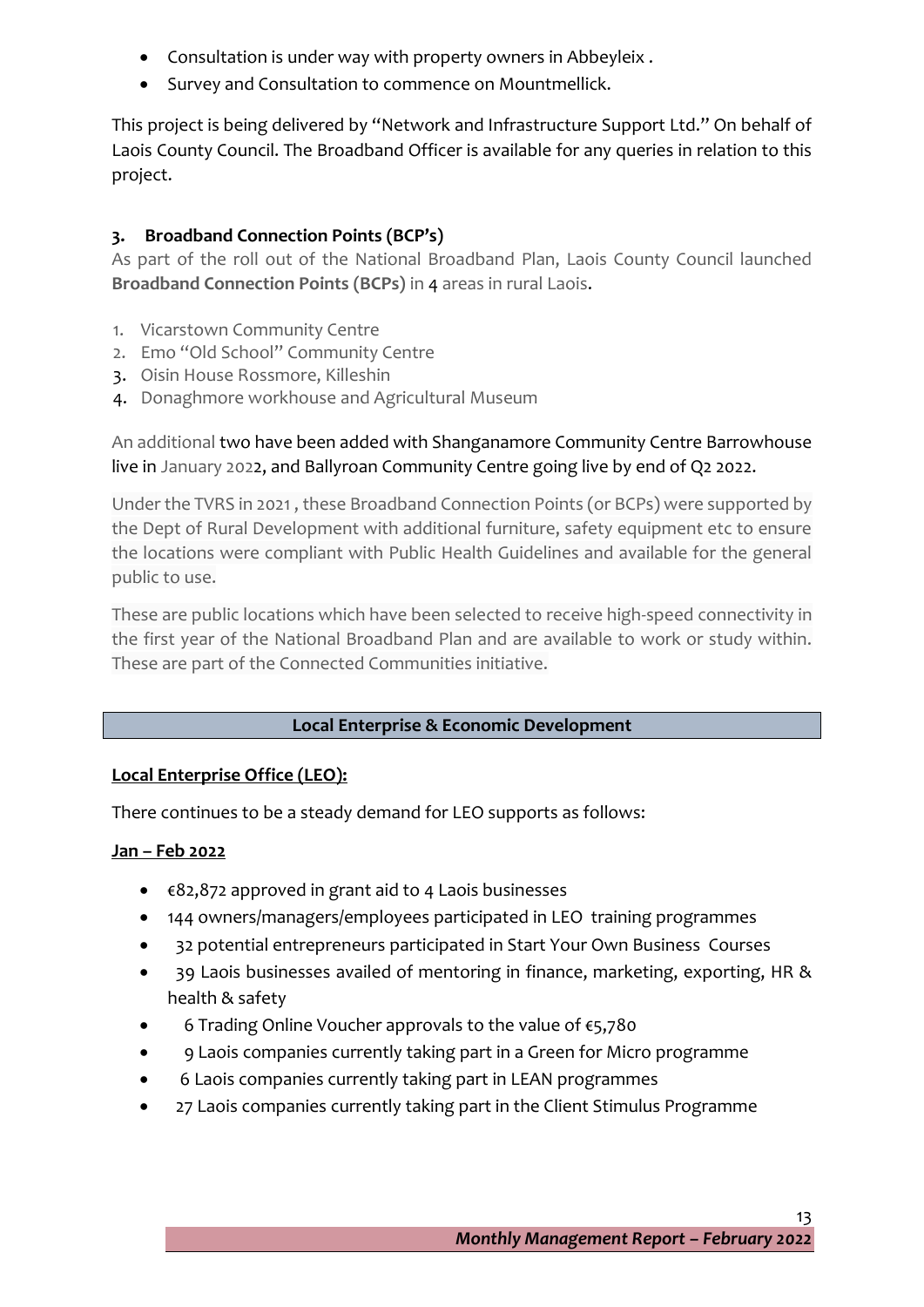- Consultation is under way with property owners in Abbeyleix .
- Survey and Consultation to commence on Mountmellick.

This project is being delivered by "Network and Infrastructure Support Ltd." On behalf of Laois County Council. The Broadband Officer is available for any queries in relation to this project.

### 3. Broadband Connection Points (BCP's)

As part of the roll out of the National Broadband Plan, Laois County Council launched **Broadband Connection Points (BCPs)** in 4 areas in rural Laois.

1. Vicarstown Community Centre
2. Emo "Old School" Community Centre
3. Oisin House Rossmore, Killeshin
4. Donaghmore workhouse and Agricultural Museum

An additional two have been added with Shanganamore Community Centre Barrowhouse live in January 2022, and Ballyroan Community Centre going live by end of Q2 2022.

Under the TVRS in 2021 , these Broadband Connection Points (or BCPs) were supported by the Dept of Rural Development with additional furniture, safety equipment etc to ensure the locations were compliant with Public Health Guidelines and available for the general public to use.

These are public locations which have been selected to receive high-speed connectivity in the first year of the National Broadband Plan and are available to work or study within. These are part of the Connected Communities initiative.

## Local Enterprise & Economic Development

**Local Enterprise Office (LEO):**

There continues to be a steady demand for LEO supports as follows:

**Jan – Feb 2022**

- €82,872 approved in grant aid to 4 Laois businesses
- 144 owners/managers/employees participated in LEO training programmes
- 32 potential entrepreneurs participated in Start Your Own Business Courses
- 39 Laois businesses availed of mentoring in finance, marketing, exporting, HR & health & safety
- 6 Trading Online Voucher approvals to the value of €5,780
- 9 Laois companies currently taking part in a Green for Micro programme
- 6 Laois companies currently taking part in LEAN programmes
- 27 Laois companies currently taking part in the Client Stimulus Programme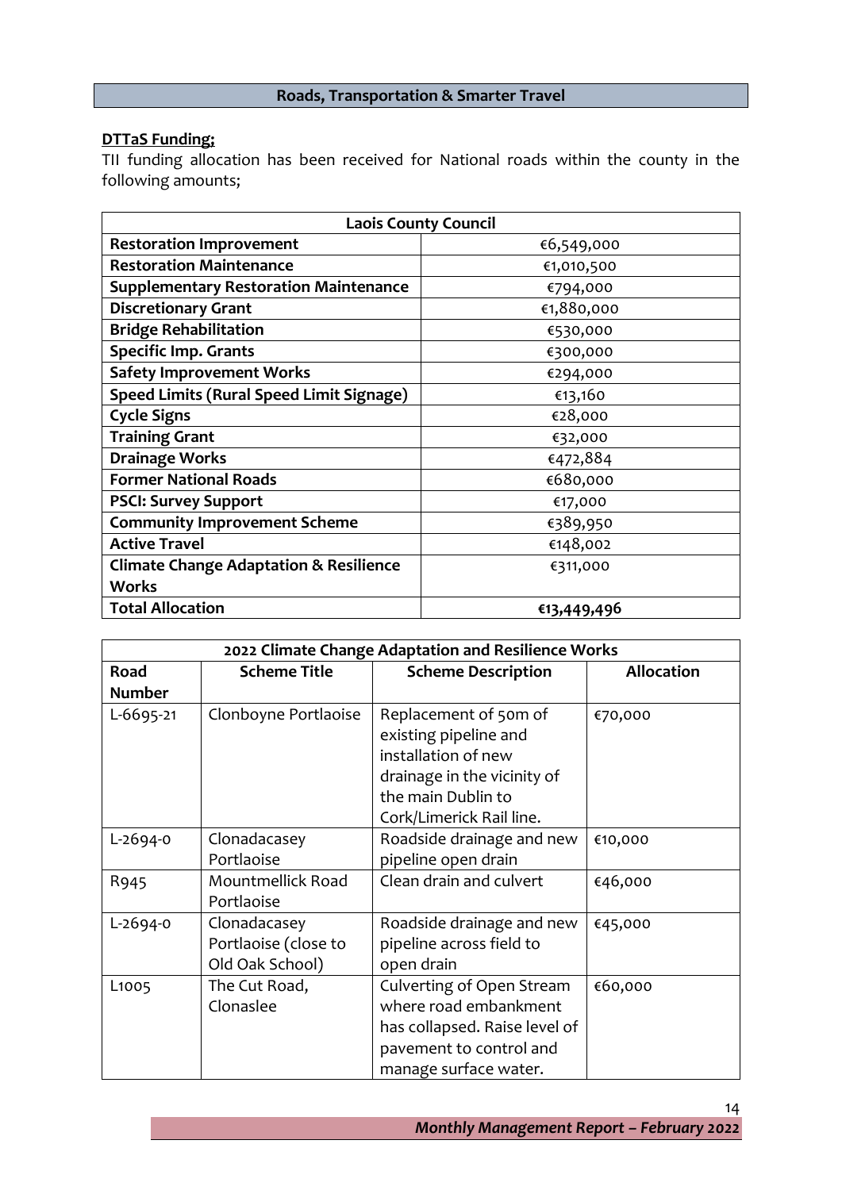## Roads, Transportation & Smarter Travel

**DTTaS Funding;**

TII funding allocation has been received for National roads within the county in the following amounts;

| Laois County Council | |
|---|---|
| **Restoration Improvement** | €6,549,000 |
| **Restoration Maintenance** | €1,010,500 |
| **Supplementary Restoration Maintenance** | €794,000 |
| **Discretionary Grant** | €1,880,000 |
| **Bridge Rehabilitation** | €530,000 |
| **Specific Imp. Grants** | €300,000 |
| **Safety Improvement Works** | €294,000 |
| **Speed Limits (Rural Speed Limit Signage)** | €13,160 |
| **Cycle Signs** | €28,000 |
| **Training Grant** | €32,000 |
| **Drainage Works** | €472,884 |
| **Former National Roads** | €680,000 |
| **PSCI: Survey Support** | €17,000 |
| **Community Improvement Scheme** | €389,950 |
| **Active Travel** | €148,002 |
| **Climate Change Adaptation & Resilience Works** | €311,000 |
| **Total Allocation** | **€13,449,496** |

| 2022 Climate Change Adaptation and Resilience Works | | | |
|---|---|---|---|
| **Road Number** | **Scheme Title** | **Scheme Description** | **Allocation** |
| L-6695-21 | Clonboyne Portlaoise | Replacement of 50m of existing pipeline and installation of new drainage in the vicinity of the main Dublin to Cork/Limerick Rail line. | €70,000 |
| L-2694-0 | Clonadacasey Portlaoise | Roadside drainage and new pipeline open drain | €10,000 |
| R945 | Mountmellick Road Portlaoise | Clean drain and culvert | €46,000 |
| L-2694-0 | Clonadacasey Portlaoise (close to Old Oak School) | Roadside drainage and new pipeline across field to open drain | €45,000 |
| L1005 | The Cut Road, Clonaslee | Culverting of Open Stream where road embankment has collapsed. Raise level of pavement to control and manage surface water. | €60,000 |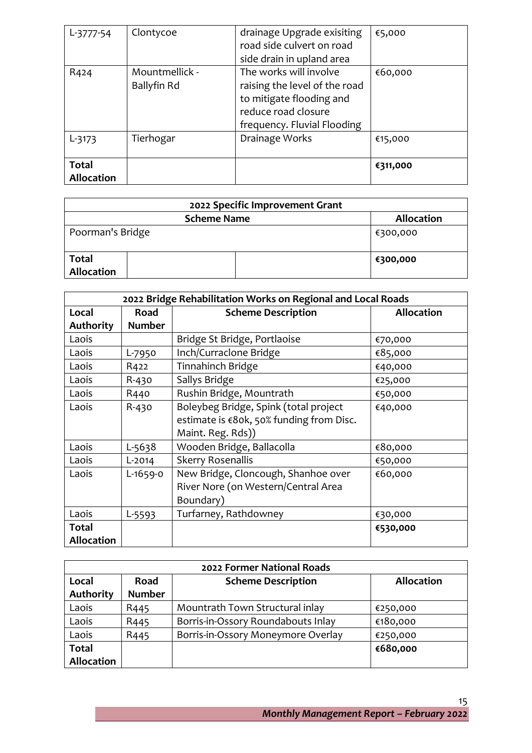| L-3777-54 | Clontycoe | drainage Upgrade exisiting road side culvert on road side drain in upland area | €5,000 |
|---|---|---|---|
| R424 | Mountmellick - Ballyfin Rd | The works will involve raising the level of the road to mitigate flooding and reduce road closure frequency. Fluvial Flooding | €60,000 |
| L-3173 | Tierhogar | Drainage Works | €15,000 |
| **Total Allocation** | | | **€311,000** |

| **2022 Specific Improvement Grant** | | | |
|---|---|---|---|
| **Scheme Name** | | | **Allocation** |
| Poorman's Bridge | | | €300,000 |
| **Total Allocation** | | | **€300,000** |

| **2022 Bridge Rehabilitation Works on Regional and Local Roads** | | | |
|---|---|---|---|
| **Local Authority** | **Road Number** | **Scheme Description** | **Allocation** |
| Laois | | Bridge St Bridge, Portlaoise | €70,000 |
| Laois | L-7950 | Inch/Curraclone Bridge | €85,000 |
| Laois | R422 | Tinnahinch Bridge | €40,000 |
| Laois | R-430 | Sallys Bridge | €25,000 |
| Laois | R440 | Rushin Bridge, Mountrath | €50,000 |
| Laois | R-430 | Boleybeg Bridge, Spink (total project estimate is €80k, 50% funding from Disc. Maint. Reg. Rds)) | €40,000 |
| Laois | L-5638 | Wooden Bridge, Ballacolla | €80,000 |
| Laois | L-2014 | Skerry Rosenallis | €50,000 |
| Laois | L-1659-0 | New Bridge, Cloncough, Shanhoe over River Nore (on Western/Central Area Boundary) | €60,000 |
| Laois | L-5593 | Turfarney, Rathdowney | €30,000 |
| **Total Allocation** | | | **€530,000** |

| **2022 Former National Roads** | | | |
|---|---|---|---|
| **Local Authority** | **Road Number** | **Scheme Description** | **Allocation** |
| Laois | R445 | Mountrath Town Structural inlay | €250,000 |
| Laois | R445 | Borris-in-Ossory Roundabouts Inlay | €180,000 |
| Laois | R445 | Borris-in-Ossory Moneymore Overlay | €250,000 |
| **Total Allocation** | | | **€680,000** |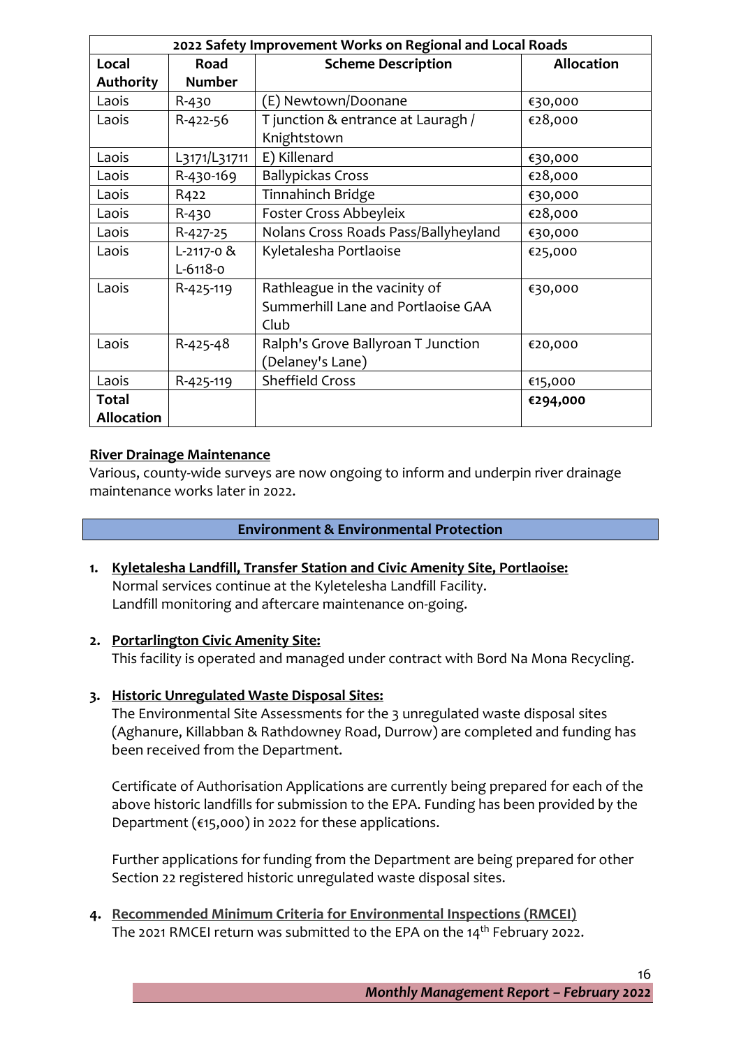| 2022 Safety Improvement Works on Regional and Local Roads | | | |
|---|---|---|---|
| **Local Authority** | **Road Number** | **Scheme Description** | **Allocation** |
| Laois | R-430 | (E) Newtown/Doonane | €30,000 |
| Laois | R-422-56 | T junction & entrance at Lauragh / Knightstown | €28,000 |
| Laois | L3171/L31711 | E) Killenard | €30,000 |
| Laois | R-430-169 | Ballypickas Cross | €28,000 |
| Laois | R422 | Tinnahinch Bridge | €30,000 |
| Laois | R-430 | Foster Cross Abbeyleix | €28,000 |
| Laois | R-427-25 | Nolans Cross Roads Pass/Ballyheyland | €30,000 |
| Laois | L-2117-0 & L-6118-0 | Kyletalesha Portlaoise | €25,000 |
| Laois | R-425-119 | Rathleague in the vacinity of Summerhill Lane and Portlaoise GAA Club | €30,000 |
| Laois | R-425-48 | Ralph's Grove Ballyroan T Junction (Delaney's Lane) | €20,000 |
| Laois | R-425-119 | Sheffield Cross | €15,000 |
| **Total Allocation** | | | **€294,000** |

**River Drainage Maintenance**

Various, county-wide surveys are now ongoing to inform and underpin river drainage maintenance works later in 2022.

## Environment & Environmental Protection

1. **Kyletalesha Landfill, Transfer Station and Civic Amenity Site, Portlaoise:**
   Normal services continue at the Kyletelesha Landfill Facility.
   Landfill monitoring and aftercare maintenance on-going.

2. **Portarlington Civic Amenity Site:**
   This facility is operated and managed under contract with Bord Na Mona Recycling.

3. **Historic Unregulated Waste Disposal Sites:**
   The Environmental Site Assessments for the 3 unregulated waste disposal sites (Aghanure, Killabban & Rathdowney Road, Durrow) are completed and funding has been received from the Department.

   Certificate of Authorisation Applications are currently being prepared for each of the above historic landfills for submission to the EPA. Funding has been provided by the Department (€15,000) in 2022 for these applications.

   Further applications for funding from the Department are being prepared for other Section 22 registered historic unregulated waste disposal sites.

4. **Recommended Minimum Criteria for Environmental Inspections (RMCEI)**
   The 2021 RMCEI return was submitted to the EPA on the 14th February 2022.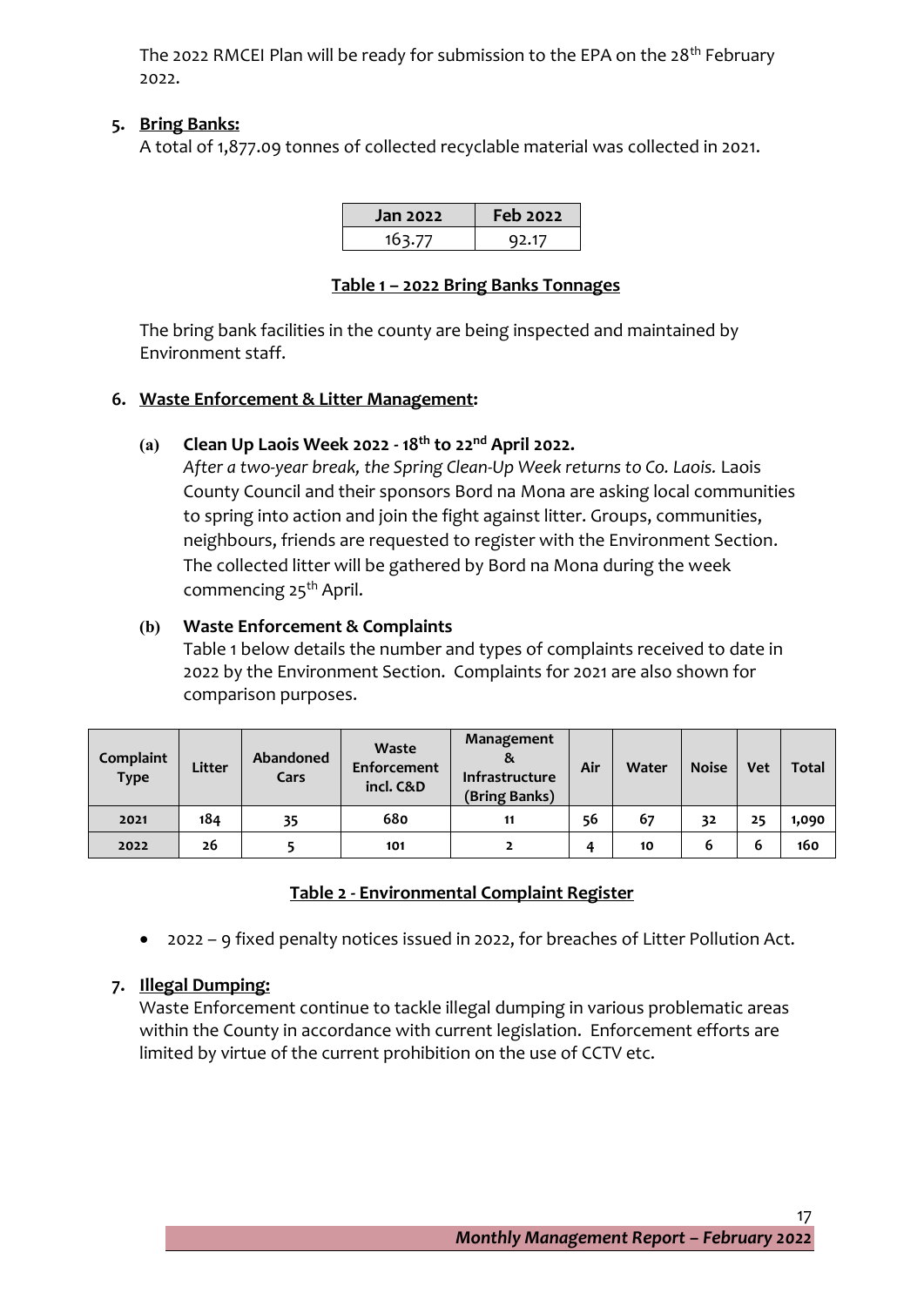The 2022 RMCEI Plan will be ready for submission to the EPA on the 28th February 2022.

## 5. Bring Banks:

A total of 1,877.09 tonnes of collected recyclable material was collected in 2021.

| Jan 2022 | Feb 2022 |
|---|---|
| 163.77 | 92.17 |

**Table 1 – 2022 Bring Banks Tonnages**

The bring bank facilities in the county are being inspected and maintained by Environment staff.

## 6. Waste Enforcement & Litter Management:

### (a) Clean Up Laois Week 2022 - 18th to 22nd April 2022.

*After a two-year break, the Spring Clean-Up Week returns to Co. Laois.* Laois County Council and their sponsors Bord na Mona are asking local communities to spring into action and join the fight against litter. Groups, communities, neighbours, friends are requested to register with the Environment Section. The collected litter will be gathered by Bord na Mona during the week commencing 25th April.

### (b) Waste Enforcement & Complaints

Table 1 below details the number and types of complaints received to date in 2022 by the Environment Section. Complaints for 2021 are also shown for comparison purposes.

| Complaint Type | Litter | Abandoned Cars | Waste Enforcement incl. C&D | Management & Infrastructure (Bring Banks) | Air | Water | Noise | Vet | Total |
|---|---|---|---|---|---|---|---|---|---|
| 2021 | 184 | 35 | 680 | 11 | 56 | 67 | 32 | 25 | 1,090 |
| 2022 | 26 | 5 | 101 | 2 | 4 | 10 | 6 | 6 | 160 |

**Table 2 - Environmental Complaint Register**

- 2022 – 9 fixed penalty notices issued in 2022, for breaches of Litter Pollution Act.

## 7. Illegal Dumping:

Waste Enforcement continue to tackle illegal dumping in various problematic areas within the County in accordance with current legislation. Enforcement efforts are limited by virtue of the current prohibition on the use of CCTV etc.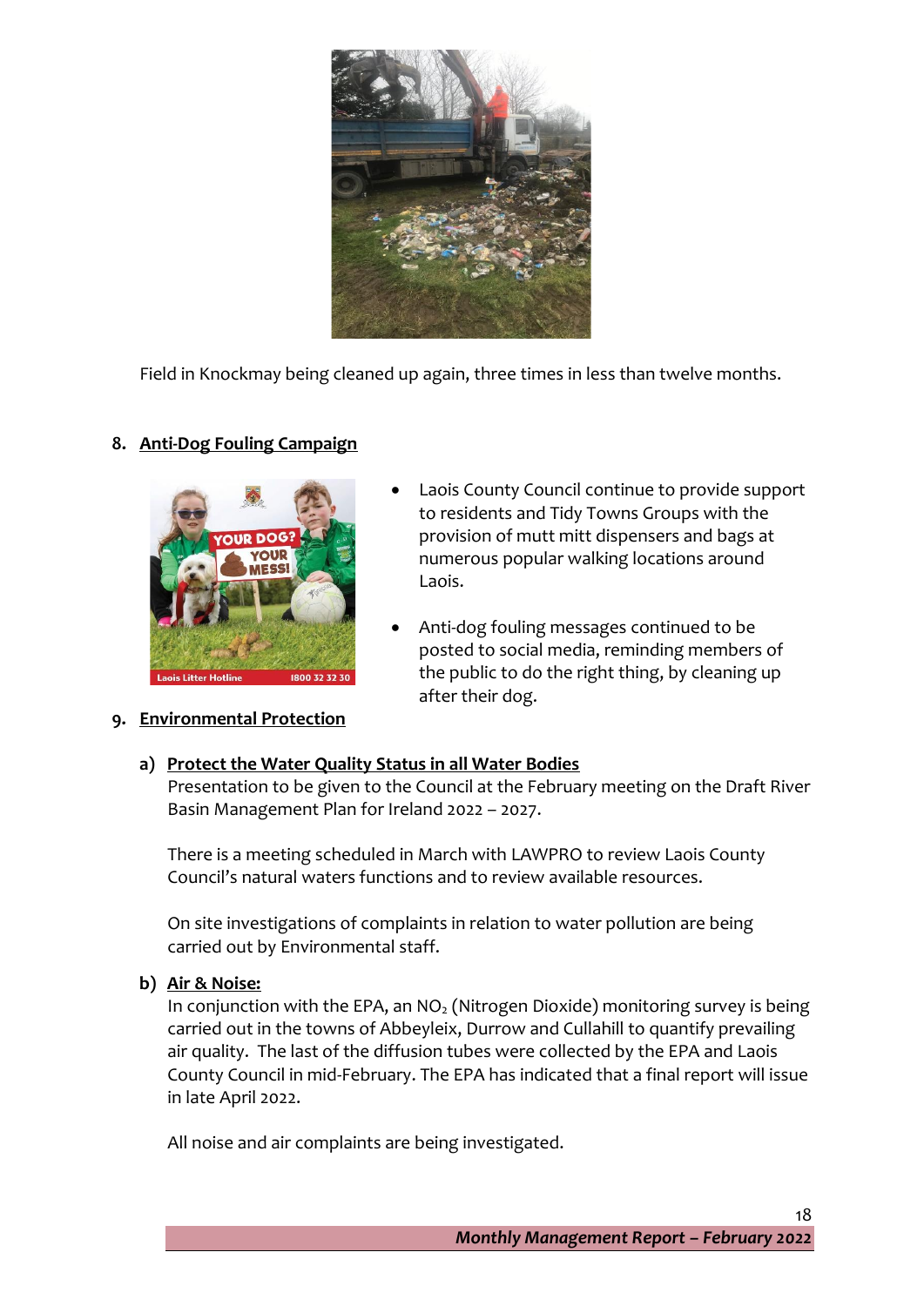Field in Knockmay being cleaned up again, three times in less than twelve months.

## 8. Anti-Dog Fouling Campaign

- Laois County Council continue to provide support to residents and Tidy Towns Groups with the provision of mutt mitt dispensers and bags at numerous popular walking locations around Laois.
- Anti-dog fouling messages continued to be posted to social media, reminding members of the public to do the right thing, by cleaning up after their dog.

## 9. Environmental Protection

### a) Protect the Water Quality Status in all Water Bodies

Presentation to be given to the Council at the February meeting on the Draft River Basin Management Plan for Ireland 2022 – 2027.

There is a meeting scheduled in March with LAWPRO to review Laois County Council's natural waters functions and to review available resources.

On site investigations of complaints in relation to water pollution are being carried out by Environmental staff.

### b) Air & Noise:

In conjunction with the EPA, an $NO_2$ (Nitrogen Dioxide) monitoring survey is being carried out in the towns of Abbeyleix, Durrow and Cullahill to quantify prevailing air quality. The last of the diffusion tubes were collected by the EPA and Laois County Council in mid-February. The EPA has indicated that a final report will issue in late April 2022.

All noise and air complaints are being investigated.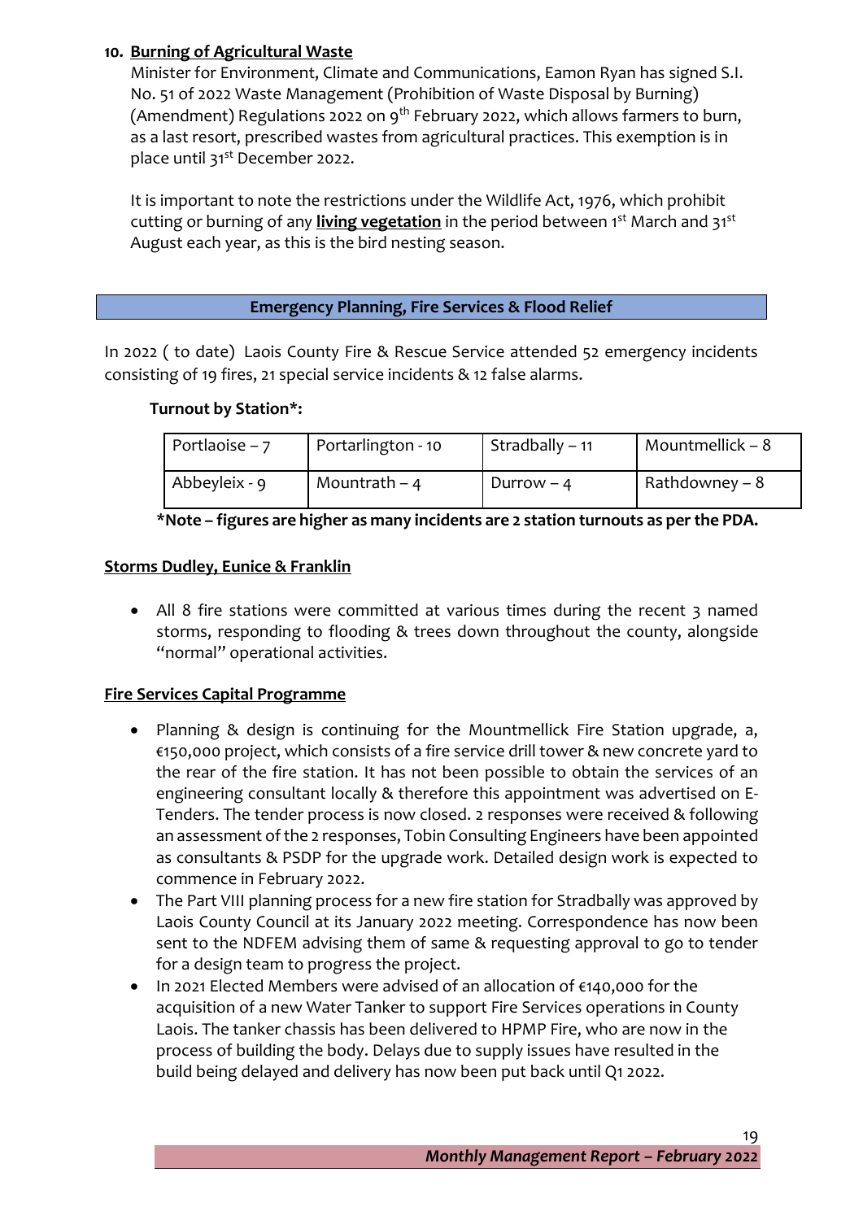**10. Burning of Agricultural Waste**

Minister for Environment, Climate and Communications, Eamon Ryan has signed S.I. No. 51 of 2022 Waste Management (Prohibition of Waste Disposal by Burning) (Amendment) Regulations 2022 on 9th February 2022, which allows farmers to burn, as a last resort, prescribed wastes from agricultural practices. This exemption is in place until 31st December 2022.

It is important to note the restrictions under the Wildlife Act, 1976, which prohibit cutting or burning of any **living vegetation** in the period between 1st March and 31st August each year, as this is the bird nesting season.

## Emergency Planning, Fire Services & Flood Relief

In 2022 ( to date) Laois County Fire & Rescue Service attended 52 emergency incidents consisting of 19 fires, 21 special service incidents & 12 false alarms.

**Turnout by Station*:**

| Portlaoise – 7 | Portarlington - 10 | Stradbally – 11 | Mountmellick – 8 |
|---|---|---|---|
| Abbeyleix - 9 | Mountrath – 4 | Durrow – 4 | Rathdowney – 8 |

***Note – figures are higher as many incidents are 2 station turnouts as per the PDA.**

**Storms Dudley, Eunice & Franklin**

- All 8 fire stations were committed at various times during the recent 3 named storms, responding to flooding & trees down throughout the county, alongside "normal" operational activities.

**Fire Services Capital Programme**

- Planning & design is continuing for the Mountmellick Fire Station upgrade, a, €150,000 project, which consists of a fire service drill tower & new concrete yard to the rear of the fire station. It has not been possible to obtain the services of an engineering consultant locally & therefore this appointment was advertised on E-Tenders. The tender process is now closed. 2 responses were received & following an assessment of the 2 responses, Tobin Consulting Engineers have been appointed as consultants & PSDP for the upgrade work. Detailed design work is expected to commence in February 2022.
- The Part VIII planning process for a new fire station for Stradbally was approved by Laois County Council at its January 2022 meeting. Correspondence has now been sent to the NDFEM advising them of same & requesting approval to go to tender for a design team to progress the project.
- In 2021 Elected Members were advised of an allocation of €140,000 for the acquisition of a new Water Tanker to support Fire Services operations in County Laois. The tanker chassis has been delivered to HPMP Fire, who are now in the process of building the body. Delays due to supply issues have resulted in the build being delayed and delivery has now been put back until Q1 2022.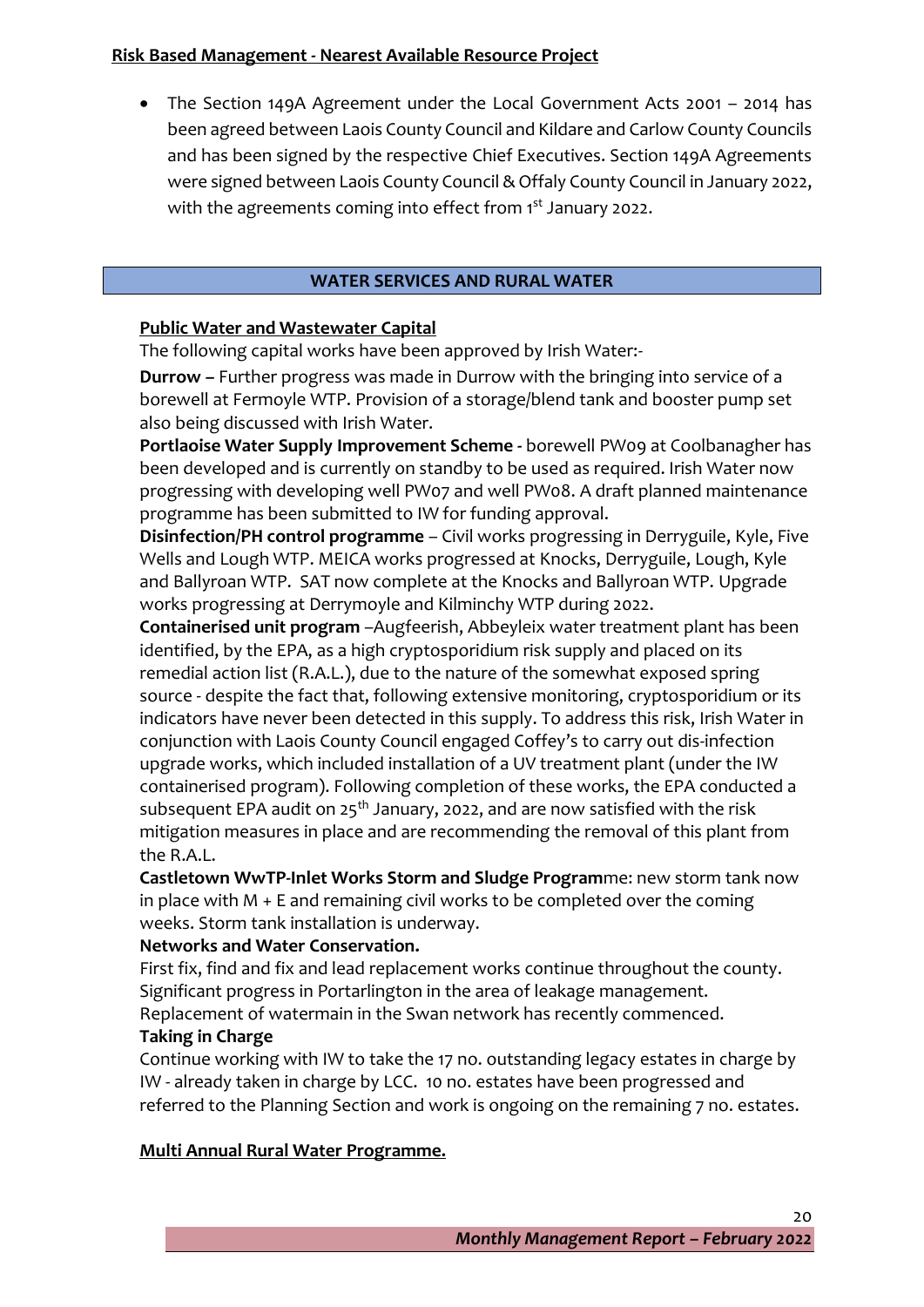## Risk Based Management - Nearest Available Resource Project

- The Section 149A Agreement under the Local Government Acts 2001 – 2014 has been agreed between Laois County Council and Kildare and Carlow County Councils and has been signed by the respective Chief Executives. Section 149A Agreements were signed between Laois County Council & Offaly County Council in January 2022, with the agreements coming into effect from 1st January 2022.

## WATER SERVICES AND RURAL WATER

### Public Water and Wastewater Capital

The following capital works have been approved by Irish Water:-

**Durrow –** Further progress was made in Durrow with the bringing into service of a borewell at Fermoyle WTP. Provision of a storage/blend tank and booster pump set also being discussed with Irish Water.

**Portlaoise Water Supply Improvement Scheme -** borewell PW09 at Coolbanagher has been developed and is currently on standby to be used as required. Irish Water now progressing with developing well PW07 and well PW08. A draft planned maintenance programme has been submitted to IW for funding approval.

**Disinfection/PH control programme** – Civil works progressing in Derryguile, Kyle, Five Wells and Lough WTP. MEICA works progressed at Knocks, Derryguile, Lough, Kyle and Ballyroan WTP. SAT now complete at the Knocks and Ballyroan WTP. Upgrade works progressing at Derrymoyle and Kilminchy WTP during 2022.

**Containerised unit program** –Augfeerish, Abbeyleix water treatment plant has been identified, by the EPA, as a high cryptosporidium risk supply and placed on its remedial action list (R.A.L.), due to the nature of the somewhat exposed spring source - despite the fact that, following extensive monitoring, cryptosporidium or its indicators have never been detected in this supply. To address this risk, Irish Water in conjunction with Laois County Council engaged Coffey's to carry out dis-infection upgrade works, which included installation of a UV treatment plant (under the IW containerised program). Following completion of these works, the EPA conducted a subsequent EPA audit on 25th January, 2022, and are now satisfied with the risk mitigation measures in place and are recommending the removal of this plant from the R.A.L.

**Castletown WwTP-Inlet Works Storm and Sludge Program**me: new storm tank now in place with M + E and remaining civil works to be completed over the coming weeks. Storm tank installation is underway.

**Networks and Water Conservation.**

First fix, find and fix and lead replacement works continue throughout the county. Significant progress in Portarlington in the area of leakage management. Replacement of watermain in the Swan network has recently commenced.

**Taking in Charge**

Continue working with IW to take the 17 no. outstanding legacy estates in charge by IW - already taken in charge by LCC. 10 no. estates have been progressed and referred to the Planning Section and work is ongoing on the remaining 7 no. estates.

### Multi Annual Rural Water Programme.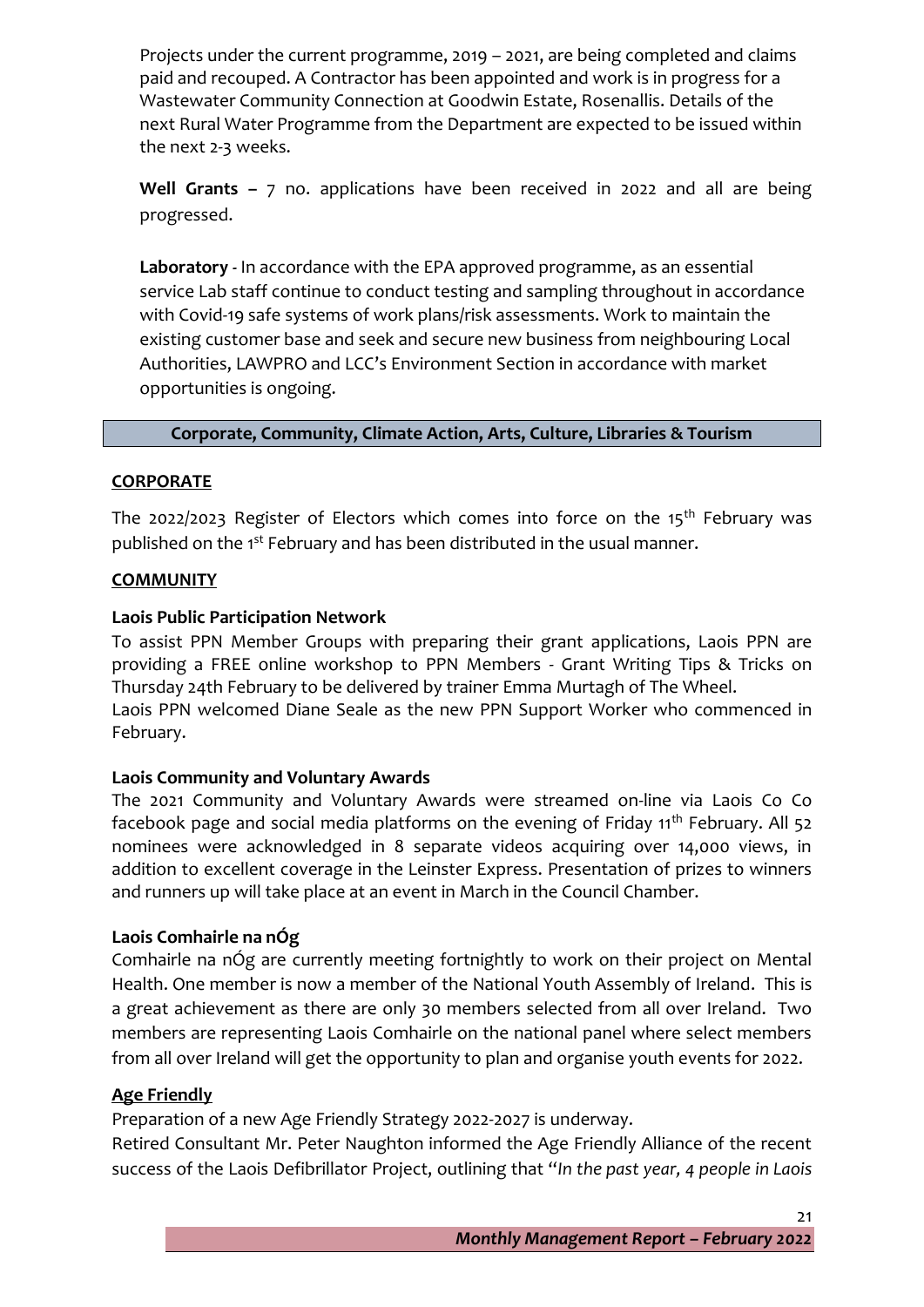Projects under the current programme, 2019 – 2021, are being completed and claims paid and recouped. A Contractor has been appointed and work is in progress for a Wastewater Community Connection at Goodwin Estate, Rosenallis. Details of the next Rural Water Programme from the Department are expected to be issued within the next 2-3 weeks.

**Well Grants –** 7 no. applications have been received in 2022 and all are being progressed.

**Laboratory** - In accordance with the EPA approved programme, as an essential service Lab staff continue to conduct testing and sampling throughout in accordance with Covid-19 safe systems of work plans/risk assessments. Work to maintain the existing customer base and seek and secure new business from neighbouring Local Authorities, LAWPRO and LCC's Environment Section in accordance with market opportunities is ongoing.

## Corporate, Community, Climate Action, Arts, Culture, Libraries & Tourism

### CORPORATE

The 2022/2023 Register of Electors which comes into force on the 15th February was published on the 1st February and has been distributed in the usual manner.

### COMMUNITY

**Laois Public Participation Network**

To assist PPN Member Groups with preparing their grant applications, Laois PPN are providing a FREE online workshop to PPN Members - Grant Writing Tips & Tricks on Thursday 24th February to be delivered by trainer Emma Murtagh of The Wheel.
Laois PPN welcomed Diane Seale as the new PPN Support Worker who commenced in February.

**Laois Community and Voluntary Awards**

The 2021 Community and Voluntary Awards were streamed on-line via Laois Co Co facebook page and social media platforms on the evening of Friday 11th February. All 52 nominees were acknowledged in 8 separate videos acquiring over 14,000 views, in addition to excellent coverage in the Leinster Express. Presentation of prizes to winners and runners up will take place at an event in March in the Council Chamber.

**Laois Comhairle na nÓg**

Comhairle na nÓg are currently meeting fortnightly to work on their project on Mental Health. One member is now a member of the National Youth Assembly of Ireland. This is a great achievement as there are only 30 members selected from all over Ireland. Two members are representing Laois Comhairle on the national panel where select members from all over Ireland will get the opportunity to plan and organise youth events for 2022.

### Age Friendly

Preparation of a new Age Friendly Strategy 2022-2027 is underway.
Retired Consultant Mr. Peter Naughton informed the Age Friendly Alliance of the recent success of the Laois Defibrillator Project, outlining that "*In the past year, 4 people in Laois*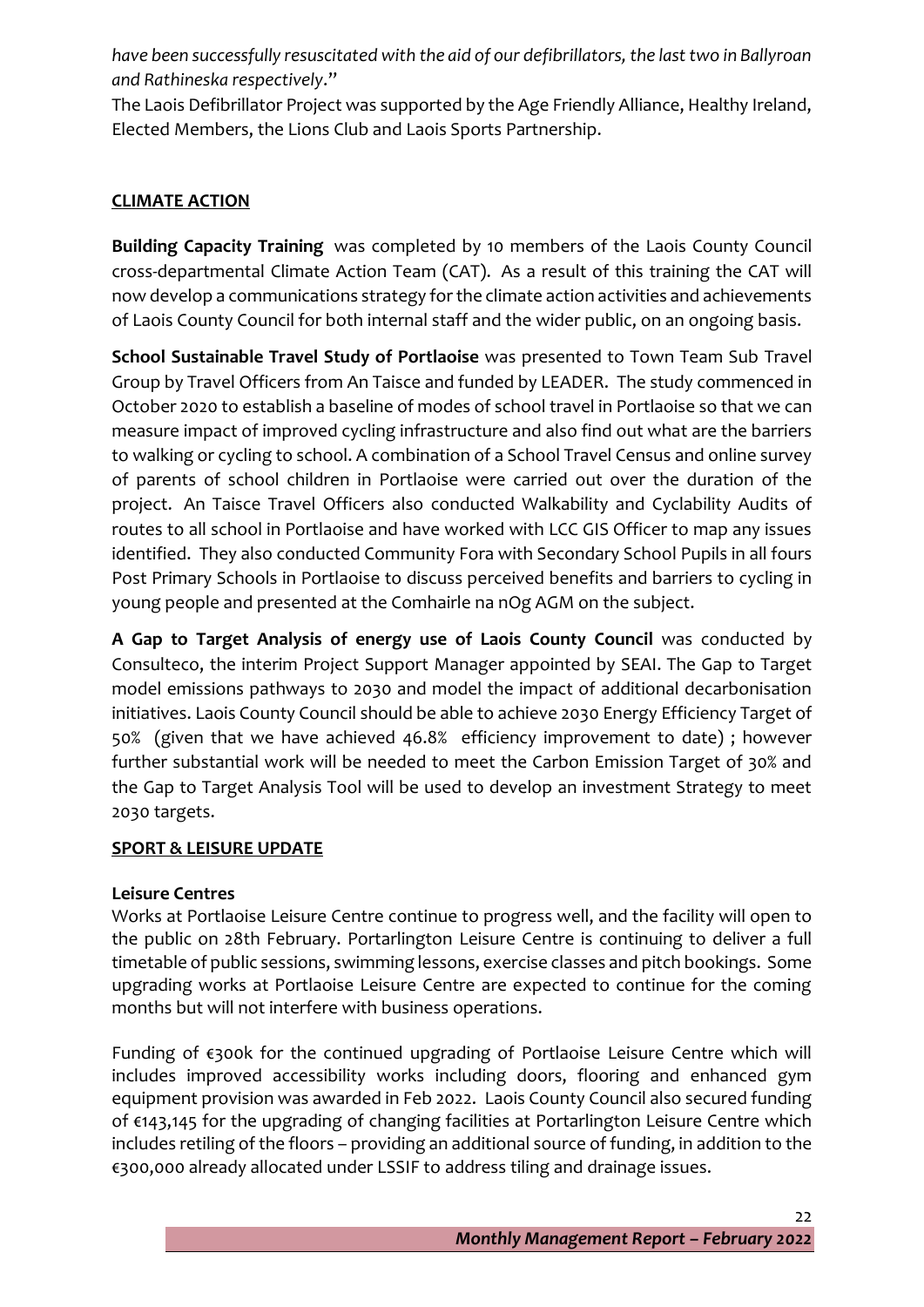*have been successfully resuscitated with the aid of our defibrillators, the last two in Ballyroan and Rathineska respectively*."

The Laois Defibrillator Project was supported by the Age Friendly Alliance, Healthy Ireland, Elected Members, the Lions Club and Laois Sports Partnership.

## CLIMATE ACTION

**Building Capacity Training** was completed by 10 members of the Laois County Council cross-departmental Climate Action Team (CAT). As a result of this training the CAT will now develop a communications strategy for the climate action activities and achievements of Laois County Council for both internal staff and the wider public, on an ongoing basis.

**School Sustainable Travel Study of Portlaoise** was presented to Town Team Sub Travel Group by Travel Officers from An Taisce and funded by LEADER. The study commenced in October 2020 to establish a baseline of modes of school travel in Portlaoise so that we can measure impact of improved cycling infrastructure and also find out what are the barriers to walking or cycling to school. A combination of a School Travel Census and online survey of parents of school children in Portlaoise were carried out over the duration of the project. An Taisce Travel Officers also conducted Walkability and Cyclability Audits of routes to all school in Portlaoise and have worked with LCC GIS Officer to map any issues identified. They also conducted Community Fora with Secondary School Pupils in all fours Post Primary Schools in Portlaoise to discuss perceived benefits and barriers to cycling in young people and presented at the Comhairle na nOg AGM on the subject.

**A Gap to Target Analysis of energy use of Laois County Council** was conducted by Consulteco, the interim Project Support Manager appointed by SEAI. The Gap to Target model emissions pathways to 2030 and model the impact of additional decarbonisation initiatives. Laois County Council should be able to achieve 2030 Energy Efficiency Target of 50% (given that we have achieved 46.8% efficiency improvement to date) ; however further substantial work will be needed to meet the Carbon Emission Target of 30% and the Gap to Target Analysis Tool will be used to develop an investment Strategy to meet 2030 targets.

## SPORT & LEISURE UPDATE

### Leisure Centres

Works at Portlaoise Leisure Centre continue to progress well, and the facility will open to the public on 28th February. Portarlington Leisure Centre is continuing to deliver a full timetable of public sessions, swimming lessons, exercise classes and pitch bookings. Some upgrading works at Portlaoise Leisure Centre are expected to continue for the coming months but will not interfere with business operations.

Funding of €300k for the continued upgrading of Portlaoise Leisure Centre which will includes improved accessibility works including doors, flooring and enhanced gym equipment provision was awarded in Feb 2022. Laois County Council also secured funding of €143,145 for the upgrading of changing facilities at Portarlington Leisure Centre which includes retiling of the floors – providing an additional source of funding, in addition to the €300,000 already allocated under LSSIF to address tiling and drainage issues.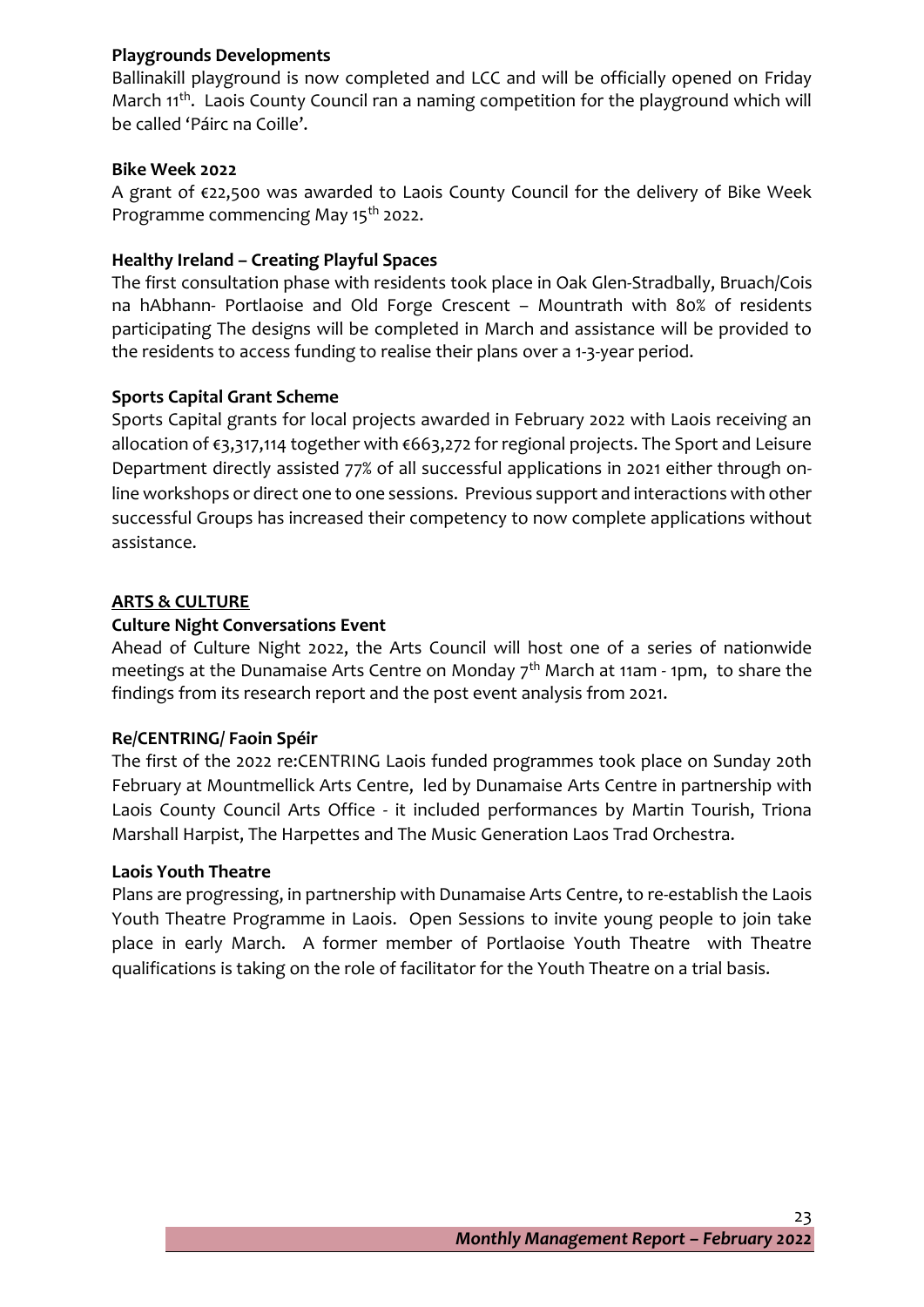**Playgrounds Developments**

Ballinakill playground is now completed and LCC and will be officially opened on Friday March 11th. Laois County Council ran a naming competition for the playground which will be called 'Páirc na Coille'.

**Bike Week 2022**

A grant of €22,500 was awarded to Laois County Council for the delivery of Bike Week Programme commencing May 15th 2022.

**Healthy Ireland – Creating Playful Spaces**

The first consultation phase with residents took place in Oak Glen-Stradbally, Bruach/Cois na hAbhann- Portlaoise and Old Forge Crescent – Mountrath with 80% of residents participating The designs will be completed in March and assistance will be provided to the residents to access funding to realise their plans over a 1-3-year period.

**Sports Capital Grant Scheme**

Sports Capital grants for local projects awarded in February 2022 with Laois receiving an allocation of €3,317,114 together with €663,272 for regional projects. The Sport and Leisure Department directly assisted 77% of all successful applications in 2021 either through on-line workshops or direct one to one sessions. Previous support and interactions with other successful Groups has increased their competency to now complete applications without assistance.

## ARTS & CULTURE

**Culture Night Conversations Event**

Ahead of Culture Night 2022, the Arts Council will host one of a series of nationwide meetings at the Dunamaise Arts Centre on Monday 7th March at 11am - 1pm, to share the findings from its research report and the post event analysis from 2021.

**Re/CENTRING/ Faoin Spéir**

The first of the 2022 re:CENTRING Laois funded programmes took place on Sunday 20th February at Mountmellick Arts Centre, led by Dunamaise Arts Centre in partnership with Laois County Council Arts Office - it included performances by Martin Tourish, Triona Marshall Harpist, The Harpettes and The Music Generation Laos Trad Orchestra.

**Laois Youth Theatre**

Plans are progressing, in partnership with Dunamaise Arts Centre, to re-establish the Laois Youth Theatre Programme in Laois. Open Sessions to invite young people to join take place in early March. A former member of Portlaoise Youth Theatre with Theatre qualifications is taking on the role of facilitator for the Youth Theatre on a trial basis.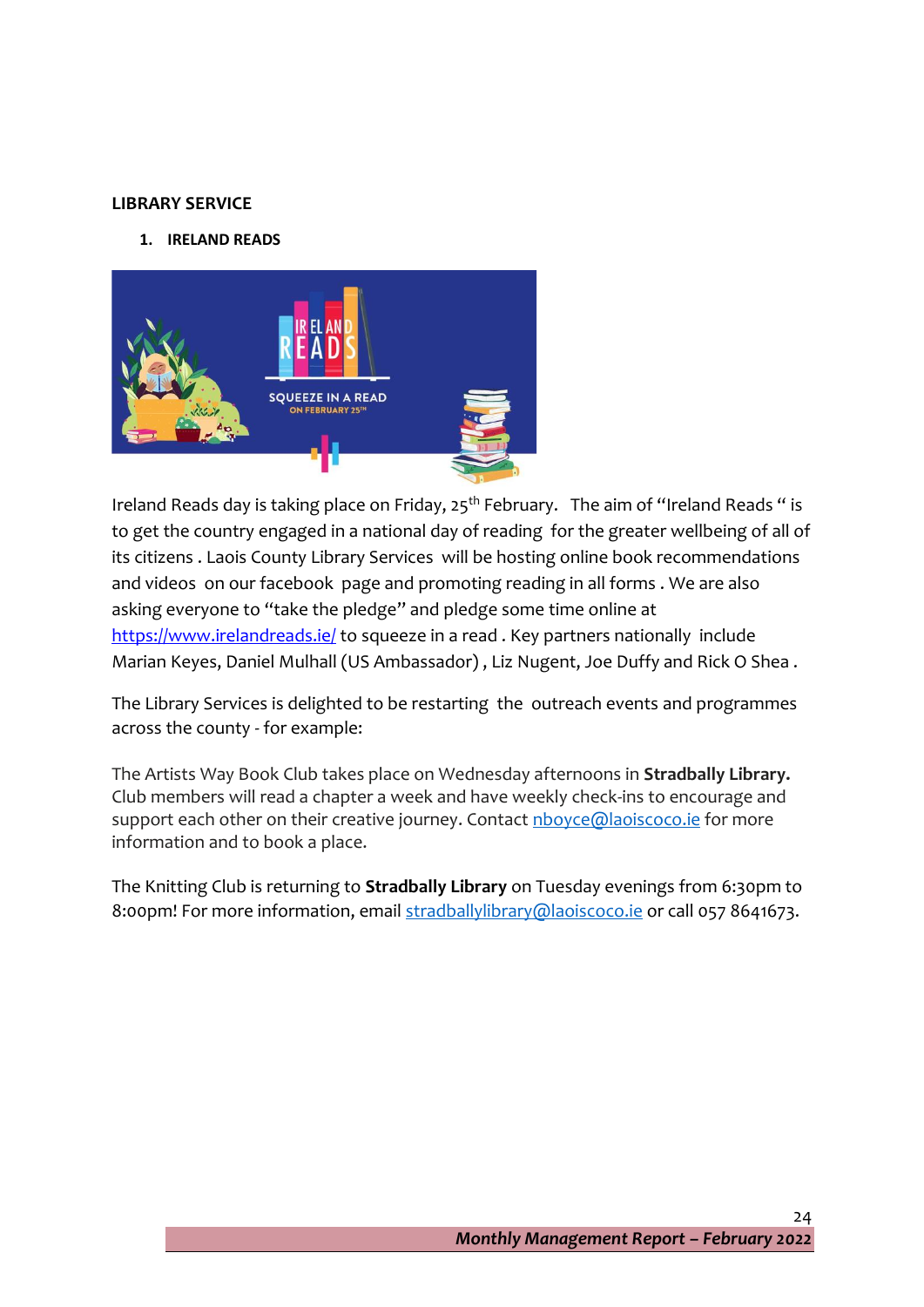## LIBRARY SERVICE

### 1. IRELAND READS

Ireland Reads day is taking place on Friday, 25th February. The aim of "Ireland Reads " is to get the country engaged in a national day of reading for the greater wellbeing of all of its citizens . Laois County Library Services will be hosting online book recommendations and videos on our facebook page and promoting reading in all forms . We are also asking everyone to "take the pledge" and pledge some time online at https://www.irelandreads.ie/ to squeeze in a read . Key partners nationally include Marian Keyes, Daniel Mulhall (US Ambassador) , Liz Nugent, Joe Duffy and Rick O Shea .

The Library Services is delighted to be restarting the outreach events and programmes across the county - for example:

The Artists Way Book Club takes place on Wednesday afternoons in **Stradbally Library.** Club members will read a chapter a week and have weekly check-ins to encourage and support each other on their creative journey. Contact nboyce@laoiscoco.ie for more information and to book a place.

The Knitting Club is returning to **Stradbally Library** on Tuesday evenings from 6:30pm to 8:00pm! For more information, email stradballylibrary@laoiscoco.ie or call 057 8641673.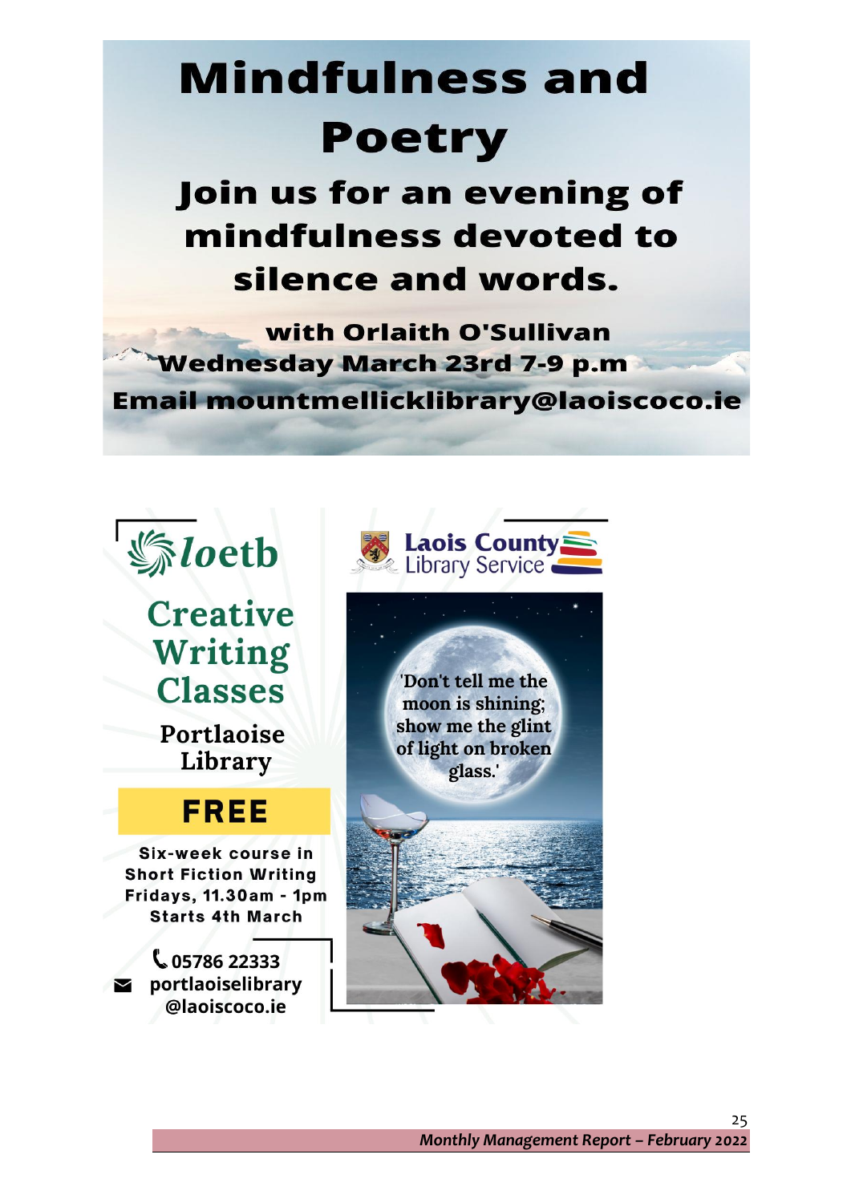# Mindfulness and Poetry

## Join us for an evening of mindfulness devoted to silence and words.

**with Orlaith O'Sullivan**
**Wednesday March 23rd 7-9 p.m**
**Email mountmellicklibrary@laoiscoco.ie**

loetb

## Creative Writing Classes

**Portlaoise Library**

**FREE**

**Six-week course in Short Fiction Writing**
**Fridays, 11.30am - 1pm**
**Starts 4th March**

05786 22333
portlaoiselibrary@laoiscoco.ie

Laois County Library Service

'Don't tell me the moon is shining; show me the glint of light on broken glass.'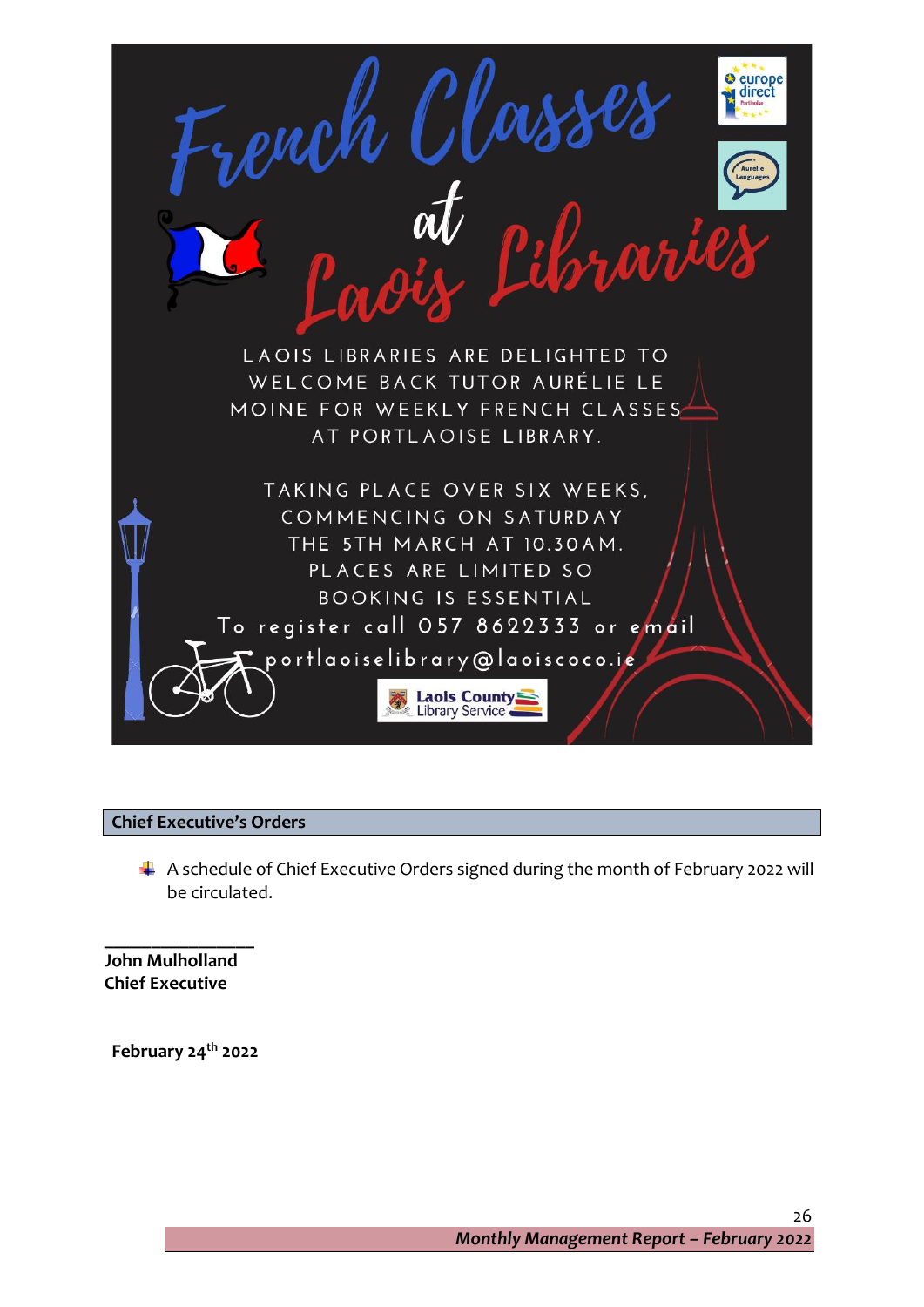# French Classes at Laois Libraries

LAOIS LIBRARIES ARE DELIGHTED TO WELCOME BACK TUTOR AURÉLIE LE MOINE FOR WEEKLY FRENCH CLASSES AT PORTLAOISE LIBRARY.

TAKING PLACE OVER SIX WEEKS, COMMENCING ON SATURDAY THE 5TH MARCH AT 10.30AM. PLACES ARE LIMITED SO BOOKING IS ESSENTIAL

To register call 057 8622333 or email portlaoiselibrary@laoiscoco.ie

Laois County Library Service

## Chief Executive's Orders

- A schedule of Chief Executive Orders signed during the month of February 2022 will be circulated.

\_\_\_\_\_\_\_\_\_\_\_\_\_\_\_\_

**John Mulholland**
**Chief Executive**

**February 24th 2022**